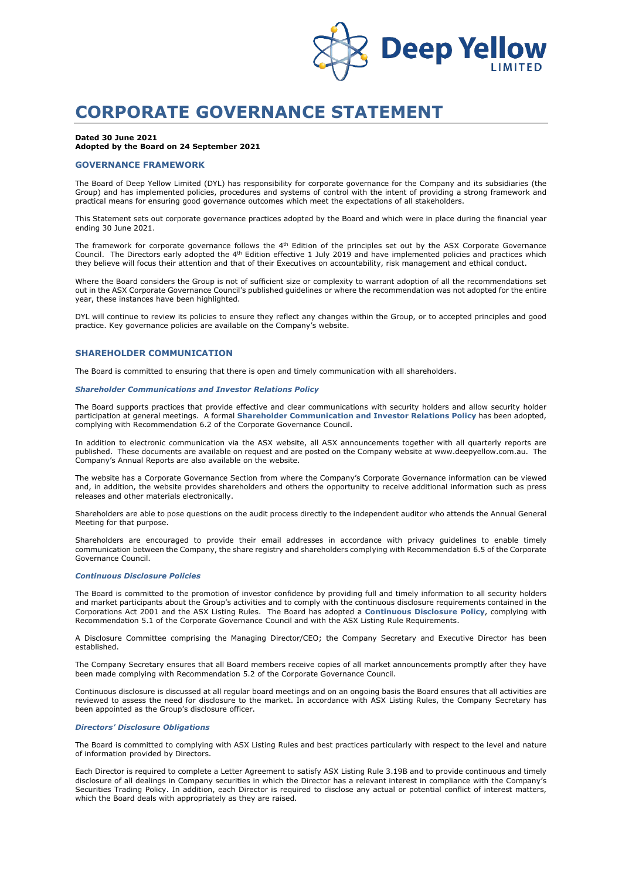# CORPORATE GOVERNANCE STATEMENT

**Dated 30 June 2021**
**Adopted by the Board on 24 September 2021**

## GOVERNANCE FRAMEWORK

The Board of Deep Yellow Limited (DYL) has responsibility for corporate governance for the Company and its subsidiaries (the Group) and has implemented policies, procedures and systems of control with the intent of providing a strong framework and practical means for ensuring good governance outcomes which meet the expectations of all stakeholders.

This Statement sets out corporate governance practices adopted by the Board and which were in place during the financial year ending 30 June 2021.

The framework for corporate governance follows the 4th Edition of the principles set out by the ASX Corporate Governance Council. The Directors early adopted the 4th Edition effective 1 July 2019 and have implemented policies and practices which they believe will focus their attention and that of their Executives on accountability, risk management and ethical conduct.

Where the Board considers the Group is not of sufficient size or complexity to warrant adoption of all the recommendations set out in the ASX Corporate Governance Council's published guidelines or where the recommendation was not adopted for the entire year, these instances have been highlighted.

DYL will continue to review its policies to ensure they reflect any changes within the Group, or to accepted principles and good practice. Key governance policies are available on the Company's website.

## SHAREHOLDER COMMUNICATION

The Board is committed to ensuring that there is open and timely communication with all shareholders.

### *Shareholder Communications and Investor Relations Policy*

The Board supports practices that provide effective and clear communications with security holders and allow security holder participation at general meetings. A formal **Shareholder Communication and Investor Relations Policy** has been adopted, complying with Recommendation 6.2 of the Corporate Governance Council.

In addition to electronic communication via the ASX website, all ASX announcements together with all quarterly reports are published. These documents are available on request and are posted on the Company website at www.deepyellow.com.au. The Company's Annual Reports are also available on the website.

The website has a Corporate Governance Section from where the Company's Corporate Governance information can be viewed and, in addition, the website provides shareholders and others the opportunity to receive additional information such as press releases and other materials electronically.

Shareholders are able to pose questions on the audit process directly to the independent auditor who attends the Annual General Meeting for that purpose.

Shareholders are encouraged to provide their email addresses in accordance with privacy guidelines to enable timely communication between the Company, the share registry and shareholders complying with Recommendation 6.5 of the Corporate Governance Council.

### *Continuous Disclosure Policies*

The Board is committed to the promotion of investor confidence by providing full and timely information to all security holders and market participants about the Group's activities and to comply with the continuous disclosure requirements contained in the Corporations Act 2001 and the ASX Listing Rules. The Board has adopted a **Continuous Disclosure Policy**, complying with Recommendation 5.1 of the Corporate Governance Council and with the ASX Listing Rule Requirements.

A Disclosure Committee comprising the Managing Director/CEO; the Company Secretary and Executive Director has been established.

The Company Secretary ensures that all Board members receive copies of all market announcements promptly after they have been made complying with Recommendation 5.2 of the Corporate Governance Council.

Continuous disclosure is discussed at all regular board meetings and on an ongoing basis the Board ensures that all activities are reviewed to assess the need for disclosure to the market. In accordance with ASX Listing Rules, the Company Secretary has been appointed as the Group's disclosure officer.

### *Directors' Disclosure Obligations*

The Board is committed to complying with ASX Listing Rules and best practices particularly with respect to the level and nature of information provided by Directors.

Each Director is required to complete a Letter Agreement to satisfy ASX Listing Rule 3.19B and to provide continuous and timely disclosure of all dealings in Company securities in which the Director has a relevant interest in compliance with the Company's Securities Trading Policy. In addition, each Director is required to disclose any actual or potential conflict of interest matters, which the Board deals with appropriately as they are raised.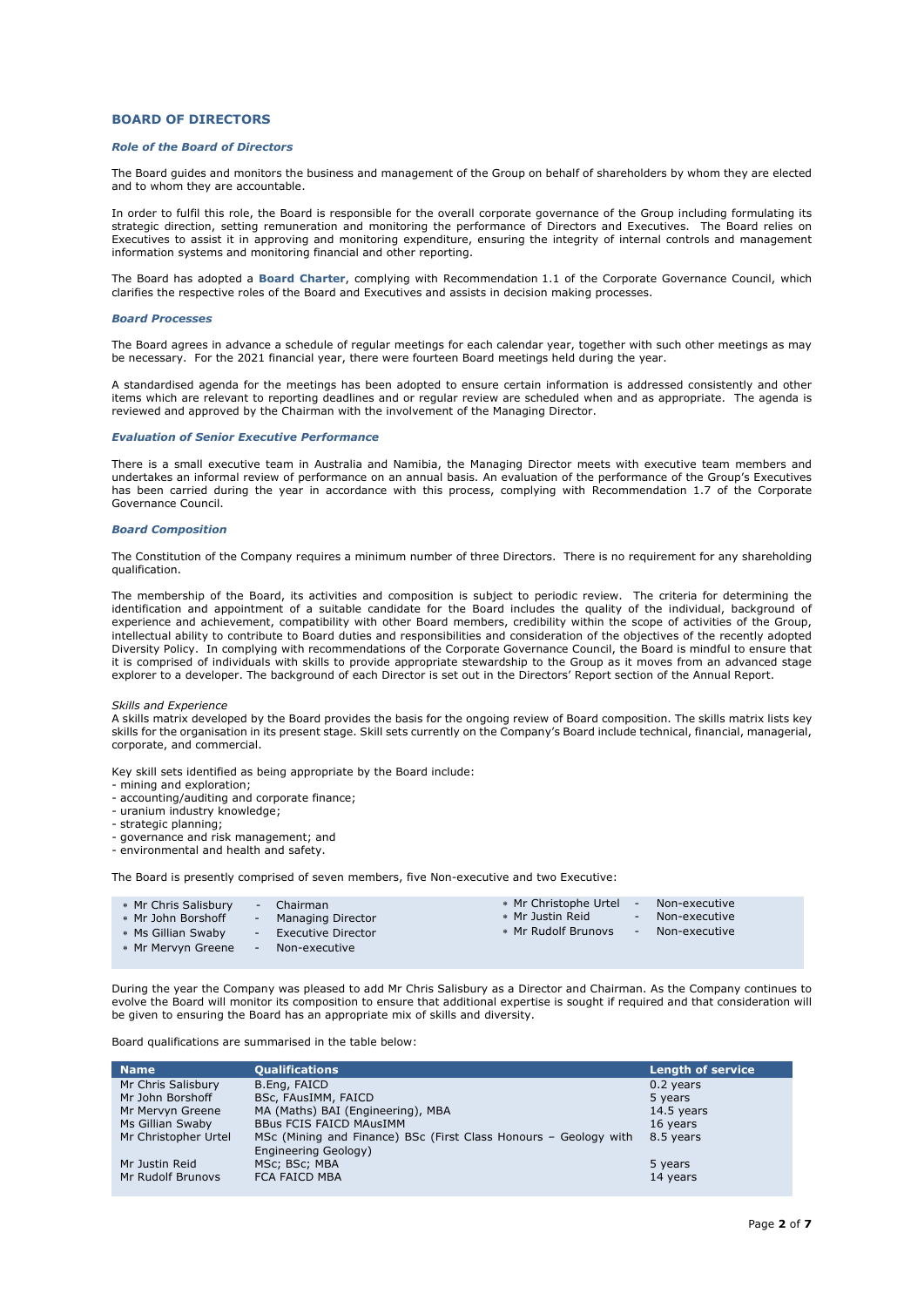## BOARD OF DIRECTORS

### *Role of the Board of Directors*

The Board guides and monitors the business and management of the Group on behalf of shareholders by whom they are elected and to whom they are accountable.

In order to fulfil this role, the Board is responsible for the overall corporate governance of the Group including formulating its strategic direction, setting remuneration and monitoring the performance of Directors and Executives. The Board relies on Executives to assist it in approving and monitoring expenditure, ensuring the integrity of internal controls and management information systems and monitoring financial and other reporting.

The Board has adopted a **Board Charter**, complying with Recommendation 1.1 of the Corporate Governance Council, which clarifies the respective roles of the Board and Executives and assists in decision making processes.

### *Board Processes*

The Board agrees in advance a schedule of regular meetings for each calendar year, together with such other meetings as may be necessary. For the 2021 financial year, there were fourteen Board meetings held during the year.

A standardised agenda for the meetings has been adopted to ensure certain information is addressed consistently and other items which are relevant to reporting deadlines and or regular review are scheduled when and as appropriate. The agenda is reviewed and approved by the Chairman with the involvement of the Managing Director.

### *Evaluation of Senior Executive Performance*

There is a small executive team in Australia and Namibia, the Managing Director meets with executive team members and undertakes an informal review of performance on an annual basis. An evaluation of the performance of the Group's Executives has been carried during the year in accordance with this process, complying with Recommendation 1.7 of the Corporate Governance Council.

### *Board Composition*

The Constitution of the Company requires a minimum number of three Directors. There is no requirement for any shareholding qualification.

The membership of the Board, its activities and composition is subject to periodic review. The criteria for determining the identification and appointment of a suitable candidate for the Board includes the quality of the individual, background of experience and achievement, compatibility with other Board members, credibility within the scope of activities of the Group, intellectual ability to contribute to Board duties and responsibilities and consideration of the objectives of the recently adopted Diversity Policy. In complying with recommendations of the Corporate Governance Council, the Board is mindful to ensure that it is comprised of individuals with skills to provide appropriate stewardship to the Group as it moves from an advanced stage explorer to a developer. The background of each Director is set out in the Directors' Report section of the Annual Report.

*Skills and Experience*
A skills matrix developed by the Board provides the basis for the ongoing review of Board composition. The skills matrix lists key skills for the organisation in its present stage. Skill sets currently on the Company's Board include technical, financial, managerial, corporate, and commercial.

Key skill sets identified as being appropriate by the Board include:
- mining and exploration;
- accounting/auditing and corporate finance;
- uranium industry knowledge;
- strategic planning;
- governance and risk management; and
- environmental and health and safety.

The Board is presently comprised of seven members, five Non-executive and two Executive:

- Mr Chris Salisbury - Chairman
- Mr John Borshoff - Managing Director
- Ms Gillian Swaby - Executive Director
- Mr Mervyn Greene - Non-executive
- Mr Christophe Urtel - Non-executive
- Mr Justin Reid - Non-executive
- Mr Rudolf Brunovs - Non-executive

During the year the Company was pleased to add Mr Chris Salisbury as a Director and Chairman. As the Company continues to evolve the Board will monitor its composition to ensure that additional expertise is sought if required and that consideration will be given to ensuring the Board has an appropriate mix of skills and diversity.

Board qualifications are summarised in the table below:

| Name | Qualifications | Length of service |
|---|---|---|
| Mr Chris Salisbury | B.Eng, FAICD | 0.2 years |
| Mr John Borshoff | BSc, FAusIMM, FAICD | 5 years |
| Mr Mervyn Greene | MA (Maths) BAI (Engineering), MBA | 14.5 years |
| Ms Gillian Swaby | BBus FCIS FAICD MAusIMM | 16 years |
| Mr Christopher Urtel | MSc (Mining and Finance) BSc (First Class Honours – Geology with Engineering Geology) | 8.5 years |
| Mr Justin Reid | MSc; BSc; MBA | 5 years |
| Mr Rudolf Brunovs | FCA FAICD MBA | 14 years |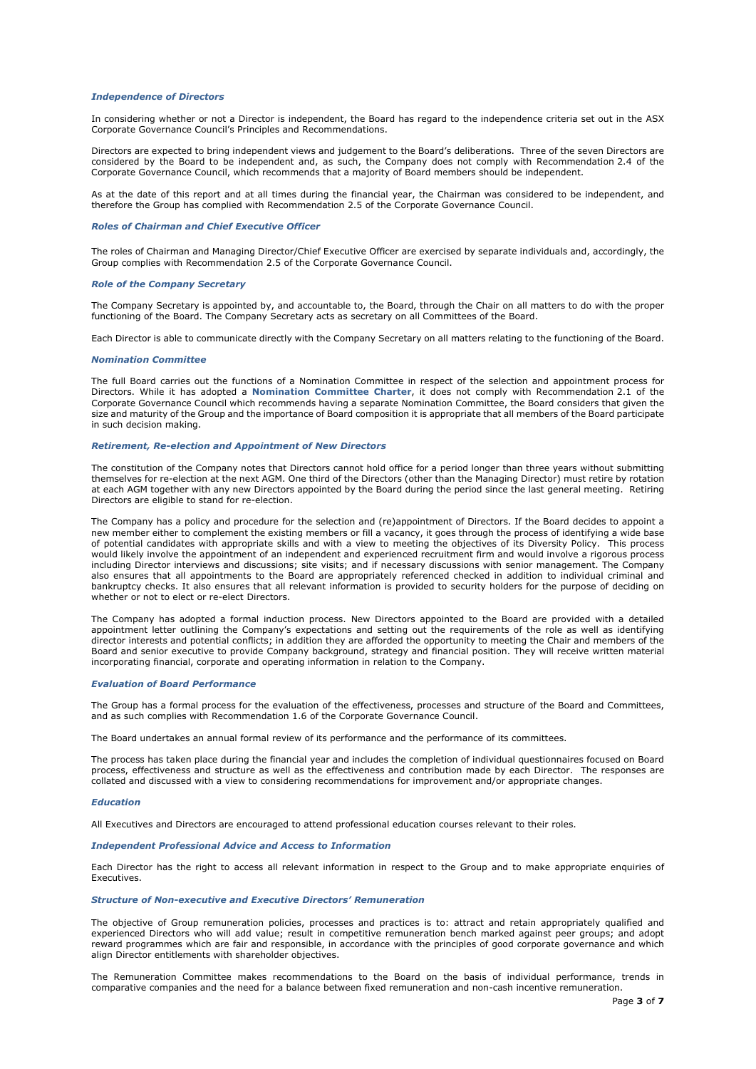### *Independence of Directors*

In considering whether or not a Director is independent, the Board has regard to the independence criteria set out in the ASX Corporate Governance Council's Principles and Recommendations.

Directors are expected to bring independent views and judgement to the Board's deliberations. Three of the seven Directors are considered by the Board to be independent and, as such, the Company does not comply with Recommendation 2.4 of the Corporate Governance Council, which recommends that a majority of Board members should be independent.

As at the date of this report and at all times during the financial year, the Chairman was considered to be independent, and therefore the Group has complied with Recommendation 2.5 of the Corporate Governance Council.

### *Roles of Chairman and Chief Executive Officer*

The roles of Chairman and Managing Director/Chief Executive Officer are exercised by separate individuals and, accordingly, the Group complies with Recommendation 2.5 of the Corporate Governance Council.

### *Role of the Company Secretary*

The Company Secretary is appointed by, and accountable to, the Board, through the Chair on all matters to do with the proper functioning of the Board. The Company Secretary acts as secretary on all Committees of the Board.

Each Director is able to communicate directly with the Company Secretary on all matters relating to the functioning of the Board.

### *Nomination Committee*

The full Board carries out the functions of a Nomination Committee in respect of the selection and appointment process for Directors. While it has adopted a **Nomination Committee Charter**, it does not comply with Recommendation 2.1 of the Corporate Governance Council which recommends having a separate Nomination Committee, the Board considers that given the size and maturity of the Group and the importance of Board composition it is appropriate that all members of the Board participate in such decision making.

### *Retirement, Re-election and Appointment of New Directors*

The constitution of the Company notes that Directors cannot hold office for a period longer than three years without submitting themselves for re-election at the next AGM. One third of the Directors (other than the Managing Director) must retire by rotation at each AGM together with any new Directors appointed by the Board during the period since the last general meeting. Retiring Directors are eligible to stand for re-election.

The Company has a policy and procedure for the selection and (re)appointment of Directors. If the Board decides to appoint a new member either to complement the existing members or fill a vacancy, it goes through the process of identifying a wide base of potential candidates with appropriate skills and with a view to meeting the objectives of its Diversity Policy. This process would likely involve the appointment of an independent and experienced recruitment firm and would involve a rigorous process including Director interviews and discussions; site visits; and if necessary discussions with senior management. The Company also ensures that all appointments to the Board are appropriately referenced checked in addition to individual criminal and bankruptcy checks. It also ensures that all relevant information is provided to security holders for the purpose of deciding on whether or not to elect or re-elect Directors.

The Company has adopted a formal induction process. New Directors appointed to the Board are provided with a detailed appointment letter outlining the Company's expectations and setting out the requirements of the role as well as identifying director interests and potential conflicts; in addition they are afforded the opportunity to meeting the Chair and members of the Board and senior executive to provide Company background, strategy and financial position. They will receive written material incorporating financial, corporate and operating information in relation to the Company.

### *Evaluation of Board Performance*

The Group has a formal process for the evaluation of the effectiveness, processes and structure of the Board and Committees, and as such complies with Recommendation 1.6 of the Corporate Governance Council.

The Board undertakes an annual formal review of its performance and the performance of its committees.

The process has taken place during the financial year and includes the completion of individual questionnaires focused on Board process, effectiveness and structure as well as the effectiveness and contribution made by each Director. The responses are collated and discussed with a view to considering recommendations for improvement and/or appropriate changes.

### *Education*

All Executives and Directors are encouraged to attend professional education courses relevant to their roles.

### *Independent Professional Advice and Access to Information*

Each Director has the right to access all relevant information in respect to the Group and to make appropriate enquiries of Executives.

### *Structure of Non-executive and Executive Directors' Remuneration*

The objective of Group remuneration policies, processes and practices is to: attract and retain appropriately qualified and experienced Directors who will add value; result in competitive remuneration bench marked against peer groups; and adopt reward programmes which are fair and responsible, in accordance with the principles of good corporate governance and which align Director entitlements with shareholder objectives.

The Remuneration Committee makes recommendations to the Board on the basis of individual performance, trends in comparative companies and the need for a balance between fixed remuneration and non-cash incentive remuneration.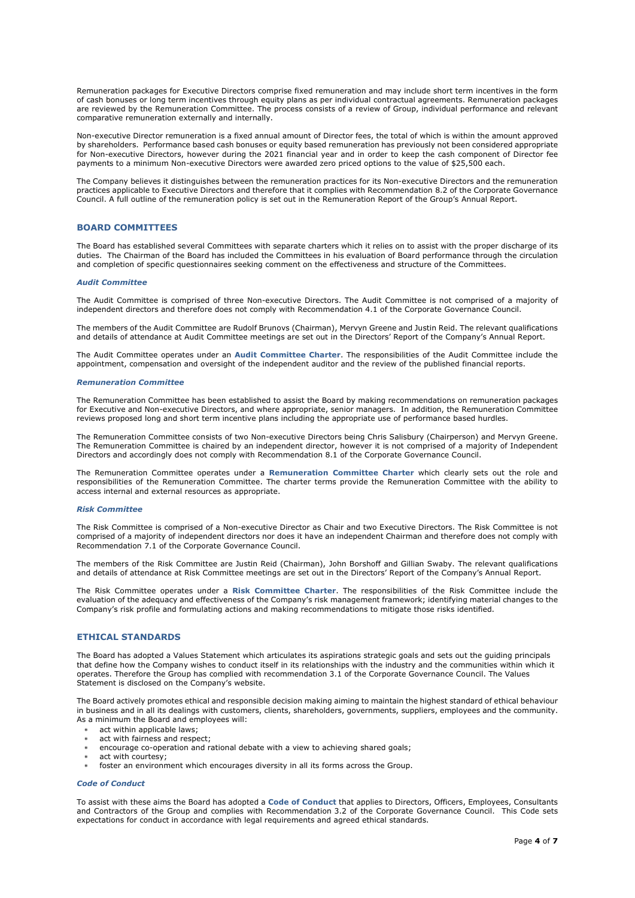Remuneration packages for Executive Directors comprise fixed remuneration and may include short term incentives in the form of cash bonuses or long term incentives through equity plans as per individual contractual agreements. Remuneration packages are reviewed by the Remuneration Committee. The process consists of a review of Group, individual performance and relevant comparative remuneration externally and internally.

Non-executive Director remuneration is a fixed annual amount of Director fees, the total of which is within the amount approved by shareholders. Performance based cash bonuses or equity based remuneration has previously not been considered appropriate for Non-executive Directors, however during the 2021 financial year and in order to keep the cash component of Director fee payments to a minimum Non-executive Directors were awarded zero priced options to the value of $25,500 each.

The Company believes it distinguishes between the remuneration practices for its Non-executive Directors and the remuneration practices applicable to Executive Directors and therefore that it complies with Recommendation 8.2 of the Corporate Governance Council. A full outline of the remuneration policy is set out in the Remuneration Report of the Group's Annual Report.

## BOARD COMMITTEES

The Board has established several Committees with separate charters which it relies on to assist with the proper discharge of its duties. The Chairman of the Board has included the Committees in his evaluation of Board performance through the circulation and completion of specific questionnaires seeking comment on the effectiveness and structure of the Committees.

### *Audit Committee*

The Audit Committee is comprised of three Non-executive Directors. The Audit Committee is not comprised of a majority of independent directors and therefore does not comply with Recommendation 4.1 of the Corporate Governance Council.

The members of the Audit Committee are Rudolf Brunovs (Chairman), Mervyn Greene and Justin Reid. The relevant qualifications and details of attendance at Audit Committee meetings are set out in the Directors' Report of the Company's Annual Report.

The Audit Committee operates under an **Audit Committee Charter**. The responsibilities of the Audit Committee include the appointment, compensation and oversight of the independent auditor and the review of the published financial reports.

### *Remuneration Committee*

The Remuneration Committee has been established to assist the Board by making recommendations on remuneration packages for Executive and Non-executive Directors, and where appropriate, senior managers. In addition, the Remuneration Committee reviews proposed long and short term incentive plans including the appropriate use of performance based hurdles.

The Remuneration Committee consists of two Non-executive Directors being Chris Salisbury (Chairperson) and Mervyn Greene. The Remuneration Committee is chaired by an independent director, however it is not comprised of a majority of Independent Directors and accordingly does not comply with Recommendation 8.1 of the Corporate Governance Council.

The Remuneration Committee operates under a **Remuneration Committee Charter** which clearly sets out the role and responsibilities of the Remuneration Committee. The charter terms provide the Remuneration Committee with the ability to access internal and external resources as appropriate.

### *Risk Committee*

The Risk Committee is comprised of a Non-executive Director as Chair and two Executive Directors. The Risk Committee is not comprised of a majority of independent directors nor does it have an independent Chairman and therefore does not comply with Recommendation 7.1 of the Corporate Governance Council.

The members of the Risk Committee are Justin Reid (Chairman), John Borshoff and Gillian Swaby. The relevant qualifications and details of attendance at Risk Committee meetings are set out in the Directors' Report of the Company's Annual Report.

The Risk Committee operates under a **Risk Committee Charter**. The responsibilities of the Risk Committee include the evaluation of the adequacy and effectiveness of the Company's risk management framework; identifying material changes to the Company's risk profile and formulating actions and making recommendations to mitigate those risks identified.

## ETHICAL STANDARDS

The Board has adopted a Values Statement which articulates its aspirations strategic goals and sets out the guiding principals that define how the Company wishes to conduct itself in its relationships with the industry and the communities within which it operates. Therefore the Group has complied with recommendation 3.1 of the Corporate Governance Council. The Values Statement is disclosed on the Company's website.

The Board actively promotes ethical and responsible decision making aiming to maintain the highest standard of ethical behaviour in business and in all its dealings with customers, clients, shareholders, governments, suppliers, employees and the community. As a minimum the Board and employees will:

- act within applicable laws;
- act with fairness and respect;
- encourage co-operation and rational debate with a view to achieving shared goals;
- act with courtesy;
- foster an environment which encourages diversity in all its forms across the Group.

### *Code of Conduct*

To assist with these aims the Board has adopted a **Code of Conduct** that applies to Directors, Officers, Employees, Consultants and Contractors of the Group and complies with Recommendation 3.2 of the Corporate Governance Council. This Code sets expectations for conduct in accordance with legal requirements and agreed ethical standards.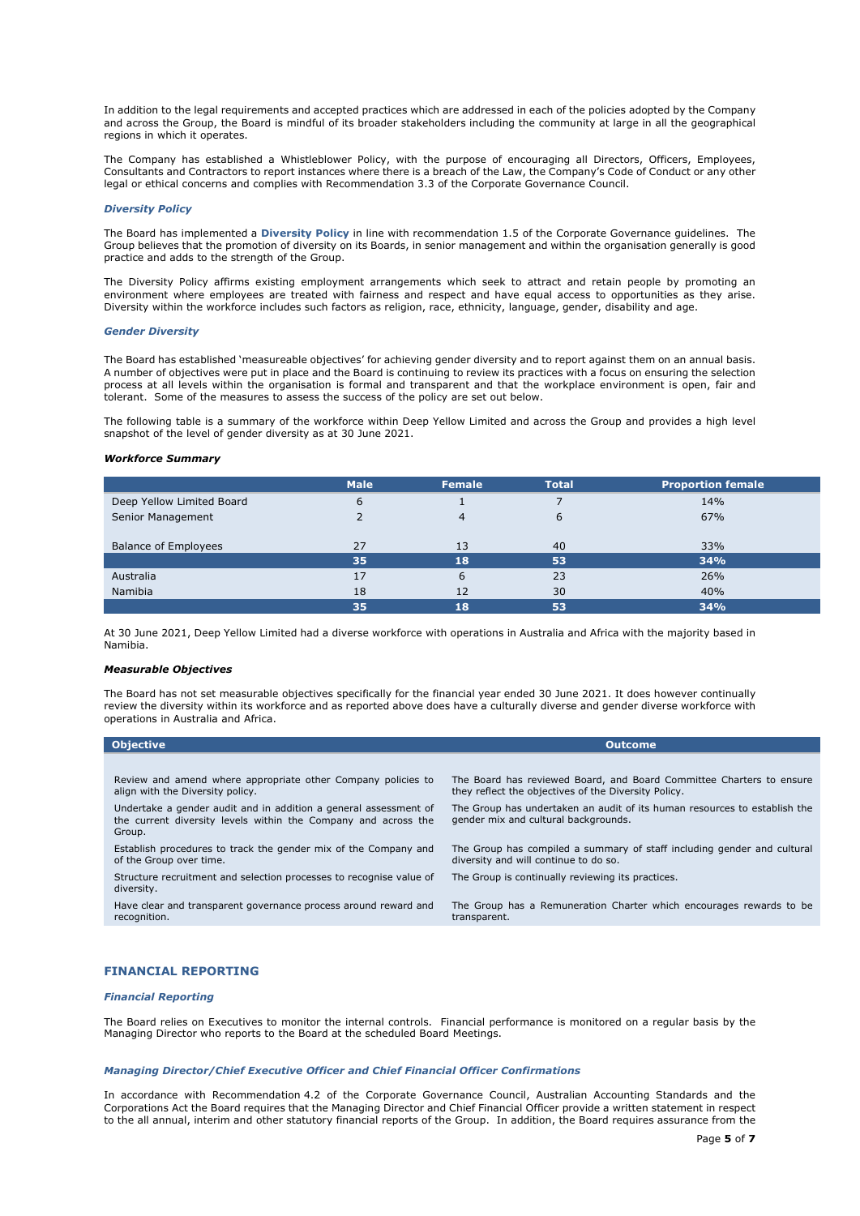In addition to the legal requirements and accepted practices which are addressed in each of the policies adopted by the Company and across the Group, the Board is mindful of its broader stakeholders including the community at large in all the geographical regions in which it operates.

The Company has established a Whistleblower Policy, with the purpose of encouraging all Directors, Officers, Employees, Consultants and Contractors to report instances where there is a breach of the Law, the Company's Code of Conduct or any other legal or ethical concerns and complies with Recommendation 3.3 of the Corporate Governance Council.

### *Diversity Policy*

The Board has implemented a **Diversity Policy** in line with recommendation 1.5 of the Corporate Governance guidelines. The Group believes that the promotion of diversity on its Boards, in senior management and within the organisation generally is good practice and adds to the strength of the Group.

The Diversity Policy affirms existing employment arrangements which seek to attract and retain people by promoting an environment where employees are treated with fairness and respect and have equal access to opportunities as they arise. Diversity within the workforce includes such factors as religion, race, ethnicity, language, gender, disability and age.

### *Gender Diversity*

The Board has established 'measureable objectives' for achieving gender diversity and to report against them on an annual basis. A number of objectives were put in place and the Board is continuing to review its practices with a focus on ensuring the selection process at all levels within the organisation is formal and transparent and that the workplace environment is open, fair and tolerant. Some of the measures to assess the success of the policy are set out below.

The following table is a summary of the workforce within Deep Yellow Limited and across the Group and provides a high level snapshot of the level of gender diversity as at 30 June 2021.

***Workforce Summary***

| | Male | Female | Total | Proportion female |
|---|---|---|---|---|
| Deep Yellow Limited Board | 6 | 1 | 7 | 14% |
| Senior Management | 2 | 4 | 6 | 67% |
| Balance of Employees | 27 | 13 | 40 | 33% |
| | **35** | **18** | **53** | **34%** |
| Australia | 17 | 6 | 23 | 26% |
| Namibia | 18 | 12 | 30 | 40% |
| | **35** | **18** | **53** | **34%** |

At 30 June 2021, Deep Yellow Limited had a diverse workforce with operations in Australia and Africa with the majority based in Namibia.

***Measurable Objectives***

The Board has not set measurable objectives specifically for the financial year ended 30 June 2021. It does however continually review the diversity within its workforce and as reported above does have a culturally diverse and gender diverse workforce with operations in Australia and Africa.

| Objective | Outcome |
|---|---|
| Review and amend where appropriate other Company policies to align with the Diversity policy. | The Board has reviewed Board, and Board Committee Charters to ensure they reflect the objectives of the Diversity Policy. |
| Undertake a gender audit and in addition a general assessment of the current diversity levels within the Company and across the Group. | The Group has undertaken an audit of its human resources to establish the gender mix and cultural backgrounds. |
| Establish procedures to track the gender mix of the Company and of the Group over time. | The Group has compiled a summary of staff including gender and cultural diversity and will continue to do so. |
| Structure recruitment and selection processes to recognise value of diversity. | The Group is continually reviewing its practices. |
| Have clear and transparent governance process around reward and recognition. | The Group has a Remuneration Charter which encourages rewards to be transparent. |

## FINANCIAL REPORTING

### *Financial Reporting*

The Board relies on Executives to monitor the internal controls. Financial performance is monitored on a regular basis by the Managing Director who reports to the Board at the scheduled Board Meetings.

### *Managing Director/Chief Executive Officer and Chief Financial Officer Confirmations*

In accordance with Recommendation 4.2 of the Corporate Governance Council, Australian Accounting Standards and the Corporations Act the Board requires that the Managing Director and Chief Financial Officer provide a written statement in respect to the all annual, interim and other statutory financial reports of the Group. In addition, the Board requires assurance from the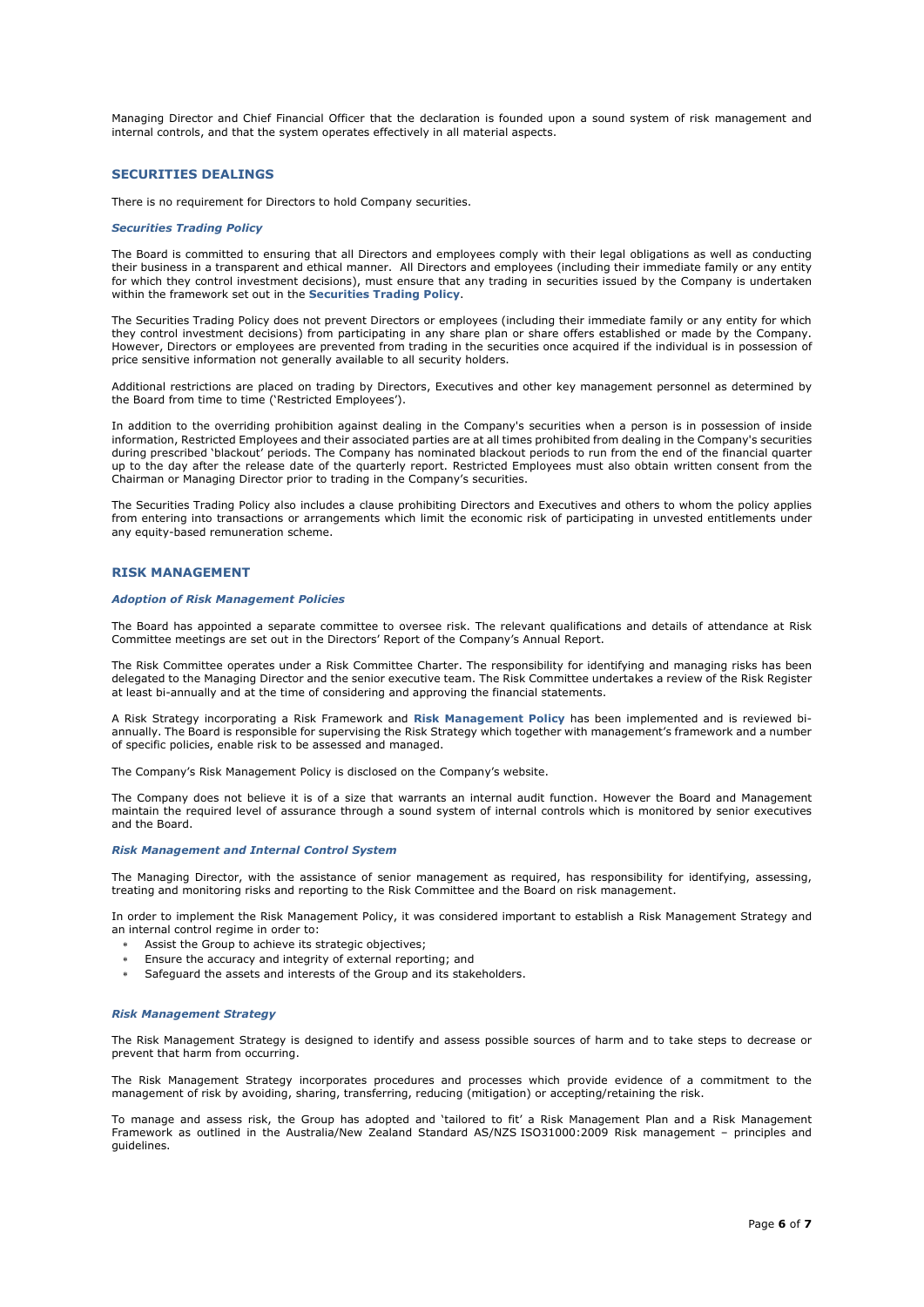Managing Director and Chief Financial Officer that the declaration is founded upon a sound system of risk management and internal controls, and that the system operates effectively in all material aspects.

## SECURITIES DEALINGS

There is no requirement for Directors to hold Company securities.

### *Securities Trading Policy*

The Board is committed to ensuring that all Directors and employees comply with their legal obligations as well as conducting their business in a transparent and ethical manner. All Directors and employees (including their immediate family or any entity for which they control investment decisions), must ensure that any trading in securities issued by the Company is undertaken within the framework set out in the **Securities Trading Policy**.

The Securities Trading Policy does not prevent Directors or employees (including their immediate family or any entity for which they control investment decisions) from participating in any share plan or share offers established or made by the Company. However, Directors or employees are prevented from trading in the securities once acquired if the individual is in possession of price sensitive information not generally available to all security holders.

Additional restrictions are placed on trading by Directors, Executives and other key management personnel as determined by the Board from time to time ('Restricted Employees').

In addition to the overriding prohibition against dealing in the Company's securities when a person is in possession of inside information, Restricted Employees and their associated parties are at all times prohibited from dealing in the Company's securities during prescribed 'blackout' periods. The Company has nominated blackout periods to run from the end of the financial quarter up to the day after the release date of the quarterly report. Restricted Employees must also obtain written consent from the Chairman or Managing Director prior to trading in the Company's securities.

The Securities Trading Policy also includes a clause prohibiting Directors and Executives and others to whom the policy applies from entering into transactions or arrangements which limit the economic risk of participating in unvested entitlements under any equity-based remuneration scheme.

## RISK MANAGEMENT

### *Adoption of Risk Management Policies*

The Board has appointed a separate committee to oversee risk. The relevant qualifications and details of attendance at Risk Committee meetings are set out in the Directors' Report of the Company's Annual Report.

The Risk Committee operates under a Risk Committee Charter. The responsibility for identifying and managing risks has been delegated to the Managing Director and the senior executive team. The Risk Committee undertakes a review of the Risk Register at least bi-annually and at the time of considering and approving the financial statements.

A Risk Strategy incorporating a Risk Framework and **Risk Management Policy** has been implemented and is reviewed bi-annually. The Board is responsible for supervising the Risk Strategy which together with management's framework and a number of specific policies, enable risk to be assessed and managed.

The Company's Risk Management Policy is disclosed on the Company's website.

The Company does not believe it is of a size that warrants an internal audit function. However the Board and Management maintain the required level of assurance through a sound system of internal controls which is monitored by senior executives and the Board.

### *Risk Management and Internal Control System*

The Managing Director, with the assistance of senior management as required, has responsibility for identifying, assessing, treating and monitoring risks and reporting to the Risk Committee and the Board on risk management.

In order to implement the Risk Management Policy, it was considered important to establish a Risk Management Strategy and an internal control regime in order to:

- Assist the Group to achieve its strategic objectives;
- Ensure the accuracy and integrity of external reporting; and
- Safeguard the assets and interests of the Group and its stakeholders.

### *Risk Management Strategy*

The Risk Management Strategy is designed to identify and assess possible sources of harm and to take steps to decrease or prevent that harm from occurring.

The Risk Management Strategy incorporates procedures and processes which provide evidence of a commitment to the management of risk by avoiding, sharing, transferring, reducing (mitigation) or accepting/retaining the risk.

To manage and assess risk, the Group has adopted and 'tailored to fit' a Risk Management Plan and a Risk Management Framework as outlined in the Australia/New Zealand Standard AS/NZS ISO31000:2009 Risk management – principles and guidelines.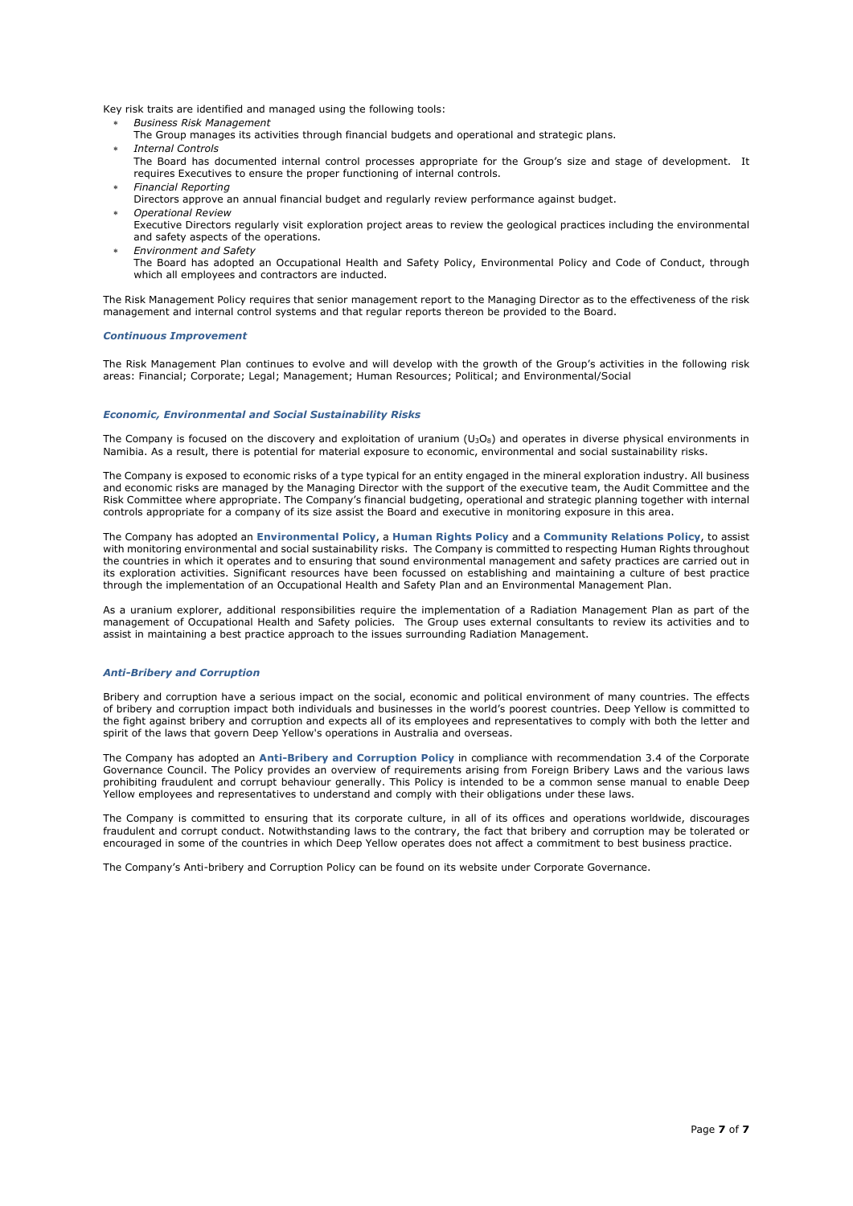Key risk traits are identified and managed using the following tools:

- *Business Risk Management*
  The Group manages its activities through financial budgets and operational and strategic plans.
- *Internal Controls*
  The Board has documented internal control processes appropriate for the Group's size and stage of development. It requires Executives to ensure the proper functioning of internal controls.
- *Financial Reporting*
  Directors approve an annual financial budget and regularly review performance against budget.
- *Operational Review*
  Executive Directors regularly visit exploration project areas to review the geological practices including the environmental and safety aspects of the operations.
- *Environment and Safety*
  The Board has adopted an Occupational Health and Safety Policy, Environmental Policy and Code of Conduct, through which all employees and contractors are inducted.

The Risk Management Policy requires that senior management report to the Managing Director as to the effectiveness of the risk management and internal control systems and that regular reports thereon be provided to the Board.

### *Continuous Improvement*

The Risk Management Plan continues to evolve and will develop with the growth of the Group's activities in the following risk areas: Financial; Corporate; Legal; Management; Human Resources; Political; and Environmental/Social

### *Economic, Environmental and Social Sustainability Risks*

The Company is focused on the discovery and exploitation of uranium ($U_3O_8$) and operates in diverse physical environments in Namibia. As a result, there is potential for material exposure to economic, environmental and social sustainability risks.

The Company is exposed to economic risks of a type typical for an entity engaged in the mineral exploration industry. All business and economic risks are managed by the Managing Director with the support of the executive team, the Audit Committee and the Risk Committee where appropriate. The Company's financial budgeting, operational and strategic planning together with internal controls appropriate for a company of its size assist the Board and executive in monitoring exposure in this area.

The Company has adopted an **Environmental Policy**, a **Human Rights Policy** and a **Community Relations Policy**, to assist with monitoring environmental and social sustainability risks. The Company is committed to respecting Human Rights throughout the countries in which it operates and to ensuring that sound environmental management and safety practices are carried out in its exploration activities. Significant resources have been focussed on establishing and maintaining a culture of best practice through the implementation of an Occupational Health and Safety Plan and an Environmental Management Plan.

As a uranium explorer, additional responsibilities require the implementation of a Radiation Management Plan as part of the management of Occupational Health and Safety policies. The Group uses external consultants to review its activities and to assist in maintaining a best practice approach to the issues surrounding Radiation Management.

### *Anti-Bribery and Corruption*

Bribery and corruption have a serious impact on the social, economic and political environment of many countries. The effects of bribery and corruption impact both individuals and businesses in the world's poorest countries. Deep Yellow is committed to the fight against bribery and corruption and expects all of its employees and representatives to comply with both the letter and spirit of the laws that govern Deep Yellow's operations in Australia and overseas.

The Company has adopted an **Anti-Bribery and Corruption Policy** in compliance with recommendation 3.4 of the Corporate Governance Council. The Policy provides an overview of requirements arising from Foreign Bribery Laws and the various laws prohibiting fraudulent and corrupt behaviour generally. This Policy is intended to be a common sense manual to enable Deep Yellow employees and representatives to understand and comply with their obligations under these laws.

The Company is committed to ensuring that its corporate culture, in all of its offices and operations worldwide, discourages fraudulent and corrupt conduct. Notwithstanding laws to the contrary, the fact that bribery and corruption may be tolerated or encouraged in some of the countries in which Deep Yellow operates does not affect a commitment to best business practice.

The Company's Anti-bribery and Corruption Policy can be found on its website under Corporate Governance.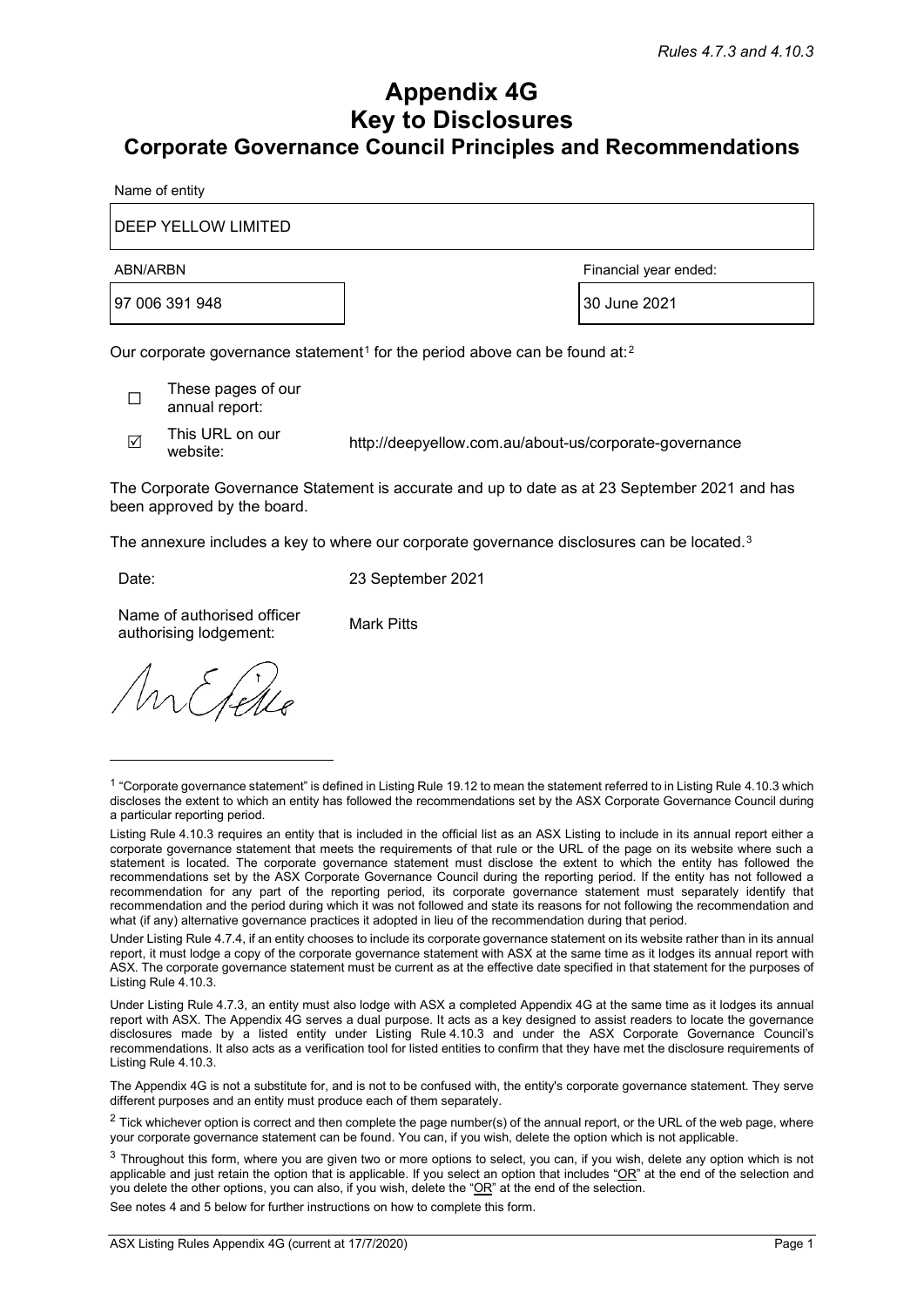*Rules 4.7.3 and 4.10.3*

# Appendix 4G
# Key to Disclosures
## Corporate Governance Council Principles and Recommendations

Name of entity

DEEP YELLOW LIMITED

| ABN/ARBN | Financial year ended: |
|---|---|
| 97 006 391 948 | 30 June 2021 |

Our corporate governance statement[1] for the period above can be found at:[2]

☐ These pages of our annual report:

☑ This URL on our website: http://deepyellow.com.au/about-us/corporate-governance

The Corporate Governance Statement is accurate and up to date as at 23 September 2021 and has been approved by the board.

The annexure includes a key to where our corporate governance disclosures can be located.[3]

Date: 23 September 2021

Name of authorised officer authorising lodgement: Mark Pitts

---

[1] "Corporate governance statement" is defined in Listing Rule 19.12 to mean the statement referred to in Listing Rule 4.10.3 which discloses the extent to which an entity has followed the recommendations set by the ASX Corporate Governance Council during a particular reporting period.

Listing Rule 4.10.3 requires an entity that is included in the official list as an ASX Listing to include in its annual report either a corporate governance statement that meets the requirements of that rule or the URL of the page on its website where such a statement is located. The corporate governance statement must disclose the extent to which the entity has followed the recommendations set by the ASX Corporate Governance Council during the reporting period. If the entity has not followed a recommendation for any part of the reporting period, its corporate governance statement must separately identify that recommendation and the period during which it was not followed and state its reasons for not following the recommendation and what (if any) alternative governance practices it adopted in lieu of the recommendation during that period.

Under Listing Rule 4.7.4, if an entity chooses to include its corporate governance statement on its website rather than in its annual report, it must lodge a copy of the corporate governance statement with ASX at the same time as it lodges its annual report with ASX. The corporate governance statement must be current as at the effective date specified in that statement for the purposes of Listing Rule 4.10.3.

Under Listing Rule 4.7.3, an entity must also lodge with ASX a completed Appendix 4G at the same time as it lodges its annual report with ASX. The Appendix 4G serves a dual purpose. It acts as a key designed to assist readers to locate the governance disclosures made by a listed entity under Listing Rule 4.10.3 and under the ASX Corporate Governance Council's recommendations. It also acts as a verification tool for listed entities to confirm that they have met the disclosure requirements of Listing Rule 4.10.3.

The Appendix 4G is not a substitute for, and is not to be confused with, the entity's corporate governance statement. They serve different purposes and an entity must produce each of them separately.

[2] Tick whichever option is correct and then complete the page number(s) of the annual report, or the URL of the web page, where your corporate governance statement can be found. You can, if you wish, delete the option which is not applicable.

[3] Throughout this form, where you are given two or more options to select, you can, if you wish, delete any option which is not applicable and just retain the option that is applicable. If you select an option that includes "OR" at the end of the selection and you delete the other options, you can also, if you wish, delete the "OR" at the end of the selection.

See notes 4 and 5 below for further instructions on how to complete this form.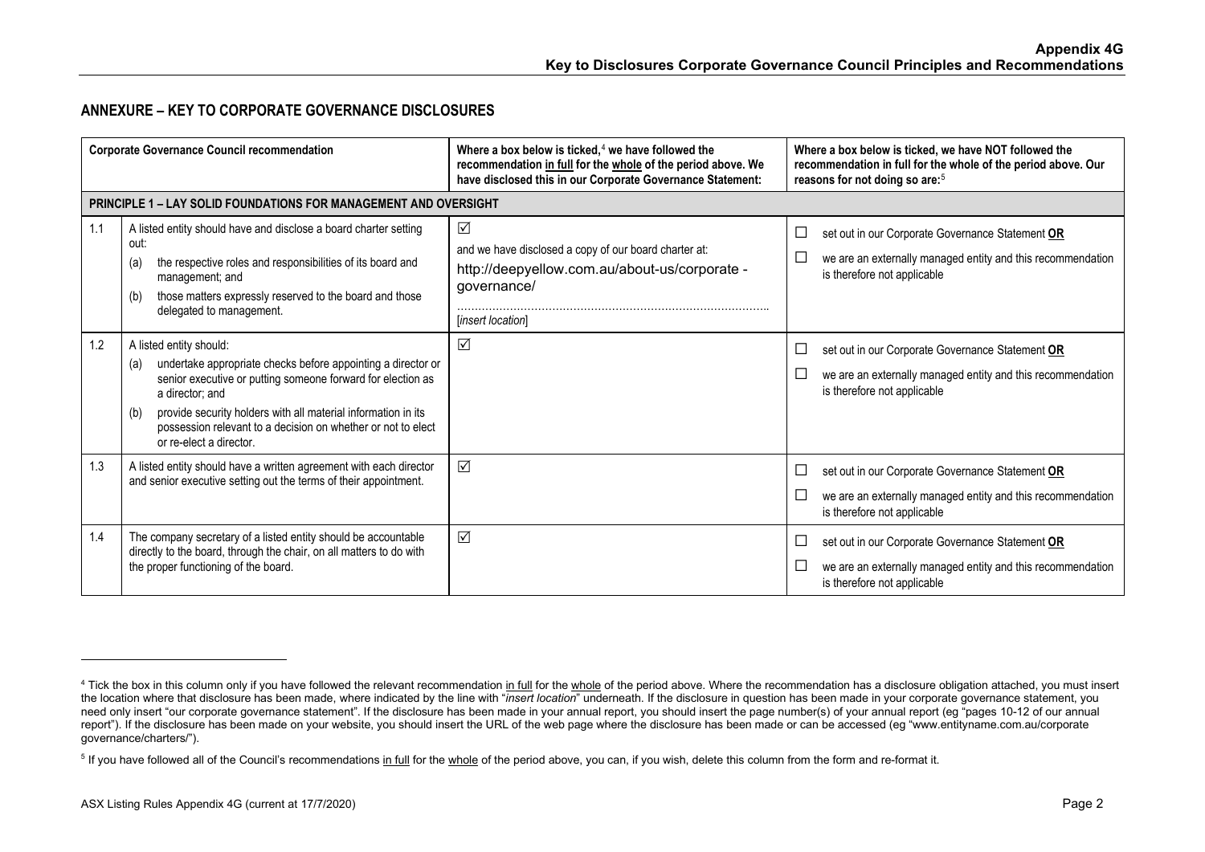## ANNEXURE – KEY TO CORPORATE GOVERNANCE DISCLOSURES

| Corporate Governance Council recommendation | | Where a box below is ticked,[4] we have followed the recommendation in full for the whole of the period above. We have disclosed this in our Corporate Governance Statement: | Where a box below is ticked, we have NOT followed the recommendation in full for the whole of the period above. Our reasons for not doing so are:[5] |
|---|---|---|---|
| **PRINCIPLE 1 – LAY SOLID FOUNDATIONS FOR MANAGEMENT AND OVERSIGHT** | | | |
| 1.1 | A listed entity should have and disclose a board charter setting out: (a) the respective roles and responsibilities of its board and management; and (b) those matters expressly reserved to the board and those delegated to management. | ☑ and we have disclosed a copy of our board charter at: http://deepyellow.com.au/about-us/corporate - governance/ ………………………………………………………………………….. [*insert location*] | ☐ set out in our Corporate Governance Statement **OR** ☐ we are an externally managed entity and this recommendation is therefore not applicable |
| 1.2 | A listed entity should: (a) undertake appropriate checks before appointing a director or senior executive or putting someone forward for election as a director; and (b) provide security holders with all material information in its possession relevant to a decision on whether or not to elect or re-elect a director. | ☑ | ☐ set out in our Corporate Governance Statement **OR** ☐ we are an externally managed entity and this recommendation is therefore not applicable |
| 1.3 | A listed entity should have a written agreement with each director and senior executive setting out the terms of their appointment. | ☑ | ☐ set out in our Corporate Governance Statement **OR** ☐ we are an externally managed entity and this recommendation is therefore not applicable |
| 1.4 | The company secretary of a listed entity should be accountable directly to the board, through the chair, on all matters to do with the proper functioning of the board. | ☑ | ☐ set out in our Corporate Governance Statement **OR** ☐ we are an externally managed entity and this recommendation is therefore not applicable |

[4] Tick the box in this column only if you have followed the relevant recommendation in full for the whole of the period above. Where the recommendation has a disclosure obligation attached, you must insert the location where that disclosure has been made, where indicated by the line with "*insert location*" underneath. If the disclosure in question has been made in your corporate governance statement, you need only insert "our corporate governance statement". If the disclosure has been made in your annual report, you should insert the page number(s) of your annual report (eg "pages 10-12 of our annual report"). If the disclosure has been made on your website, you should insert the URL of the web page where the disclosure has been made or can be accessed (eg "www.entityname.com.au/corporate governance/charters/").

[5] If you have followed all of the Council's recommendations in full for the whole of the period above, you can, if you wish, delete this column from the form and re-format it.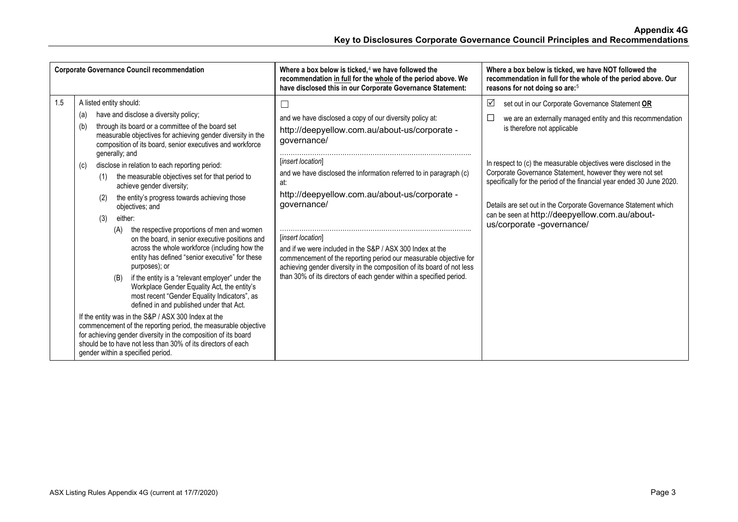**Appendix 4G**
**Key to Disclosures Corporate Governance Council Principles and Recommendations**

| | Corporate Governance Council recommendation | Where a box below is ticked,[4] we have followed the recommendation in full for the whole of the period above. We have disclosed this in our Corporate Governance Statement: | Where a box below is ticked, we have NOT followed the recommendation in full for the whole of the period above. Our reasons for not doing so are:[5] |
|---|---|---|---|
| 1.5 | A listed entity should:<br>(a) have and disclose a diversity policy;<br>(b) through its board or a committee of the board set measurable objectives for achieving gender diversity in the composition of its board, senior executives and workforce generally; and<br>(c) disclose in relation to each reporting period:<br>(1) the measurable objectives set for that period to achieve gender diversity;<br>(2) the entity's progress towards achieving those objectives; and<br>(3) either:<br>(A) the respective proportions of men and women on the board, in senior executive positions and across the whole workforce (including how the entity has defined "senior executive" for these purposes); or<br>(B) if the entity is a "relevant employer" under the Workplace Gender Equality Act, the entity's most recent "Gender Equality Indicators", as defined in and published under that Act.<br>If the entity was in the S&P / ASX 300 Index at the commencement of the reporting period, the measurable objective for achieving gender diversity in the composition of its board should be to have not less than 30% of its directors of each gender within a specified period. | ☐<br>and we have disclosed a copy of our diversity policy at:<br>http://deepyellow.com.au/about-us/corporate -governance/<br>[*insert location*]<br>and we have disclosed the information referred to in paragraph (c) at:<br>http://deepyellow.com.au/about-us/corporate -governance/<br>[*insert location*]<br>and if we were included in the S&P / ASX 300 Index at the commencement of the reporting period our measurable objective for achieving gender diversity in the composition of its board of not less than 30% of its directors of each gender within a specified period. | ☑ set out in our Corporate Governance Statement **OR**<br>☐ we are an externally managed entity and this recommendation is therefore not applicable<br>In respect to (c) the measurable objectives were disclosed in the Corporate Governance Statement, however they were not set specifically for the period of the financial year ended 30 June 2020.<br>Details are set out in the Corporate Governance Statement which can be seen at http://deepyellow.com.au/about-us/corporate -governance/ |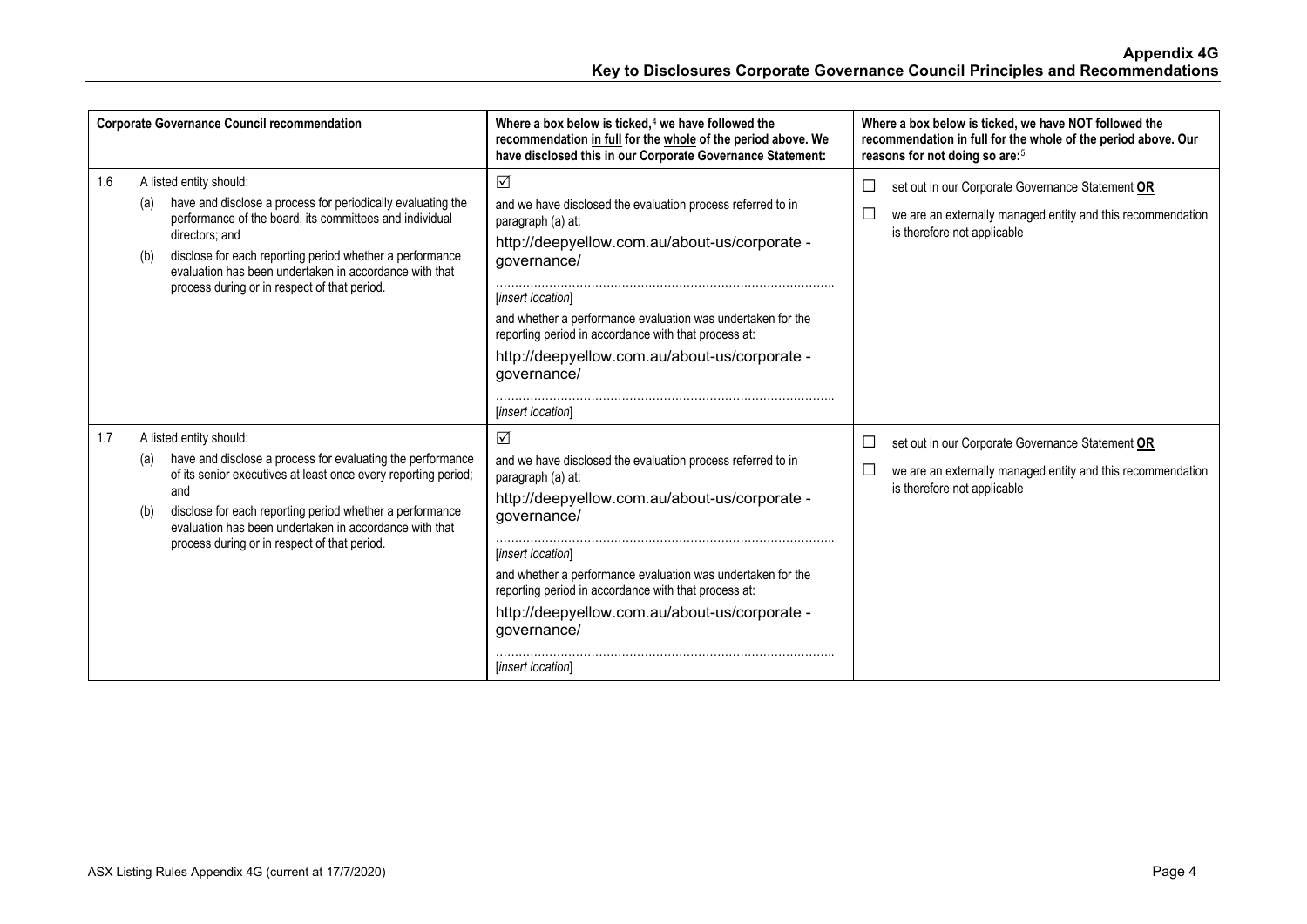| Corporate Governance Council recommendation | | Where a box below is ticked,[4] we have followed the recommendation in full for the whole of the period above. We have disclosed this in our Corporate Governance Statement: | Where a box below is ticked, we have NOT followed the recommendation in full for the whole of the period above. Our reasons for not doing so are:[5] |
|---|---|---|---|
| 1.6 | A listed entity should:<br>(a) have and disclose a process for periodically evaluating the performance of the board, its committees and individual directors; and<br>(b) disclose for each reporting period whether a performance evaluation has been undertaken in accordance with that process during or in respect of that period. | ☑<br>and we have disclosed the evaluation process referred to in paragraph (a) at:<br>http://deepyellow.com.au/about-us/corporate - governance/<br>……………………………………………………………………………<br>[*insert location*]<br>and whether a performance evaluation was undertaken for the reporting period in accordance with that process at:<br>http://deepyellow.com.au/about-us/corporate - governance/<br>……………………………………………………………………………<br>[*insert location*] | ☐ set out in our Corporate Governance Statement **OR**<br>☐ we are an externally managed entity and this recommendation is therefore not applicable |
| 1.7 | A listed entity should:<br>(a) have and disclose a process for evaluating the performance of its senior executives at least once every reporting period; and<br>(b) disclose for each reporting period whether a performance evaluation has been undertaken in accordance with that process during or in respect of that period. | ☑<br>and we have disclosed the evaluation process referred to in paragraph (a) at:<br>http://deepyellow.com.au/about-us/corporate - governance/<br>……………………………………………………………………………<br>[*insert location*]<br>and whether a performance evaluation was undertaken for the reporting period in accordance with that process at:<br>http://deepyellow.com.au/about-us/corporate - governance/<br>……………………………………………………………………………<br>[*insert location*] | ☐ set out in our Corporate Governance Statement **OR**<br>☐ we are an externally managed entity and this recommendation is therefore not applicable |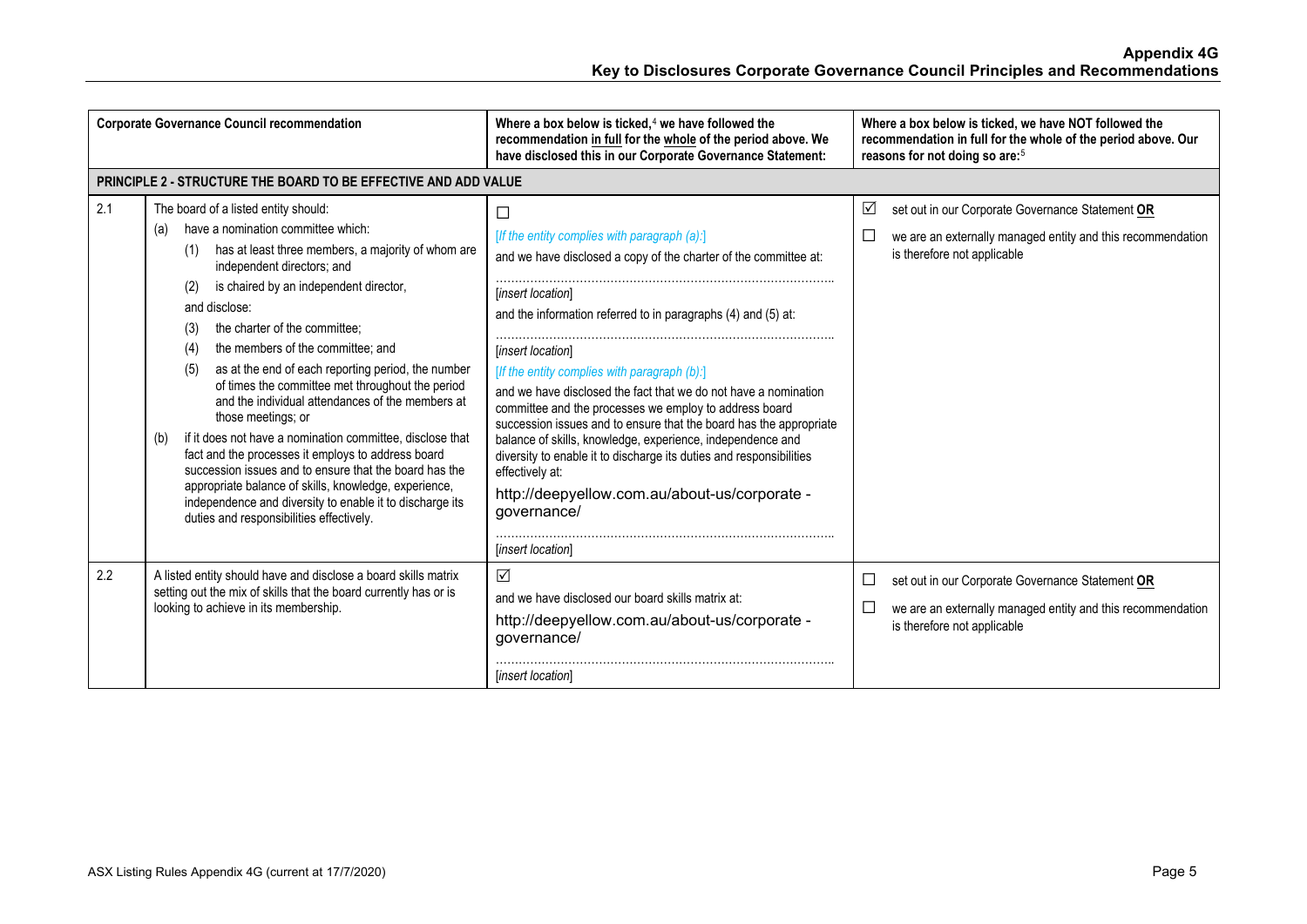| Corporate Governance Council recommendation | | Where a box below is ticked,[4] we have followed the recommendation in full for the whole of the period above. We have disclosed this in our Corporate Governance Statement: | Where a box below is ticked, we have NOT followed the recommendation in full for the whole of the period above. Our reasons for not doing so are:[5] |
|---|---|---|---|
| **PRINCIPLE 2 - STRUCTURE THE BOARD TO BE EFFECTIVE AND ADD VALUE** | | | |
| 2.1 | The board of a listed entity should:<br>(a) have a nomination committee which:<br>(1) has at least three members, a majority of whom are independent directors; and<br>(2) is chaired by an independent director,<br>and disclose:<br>(3) the charter of the committee;<br>(4) the members of the committee; and<br>(5) as at the end of each reporting period, the number of times the committee met throughout the period and the individual attendances of the members at those meetings; or<br>(b) if it does not have a nomination committee, disclose that fact and the processes it employs to address board succession issues and to ensure that the board has the appropriate balance of skills, knowledge, experience, independence and diversity to enable it to discharge its duties and responsibilities effectively. | ☐<br>*[If the entity complies with paragraph (a):]*<br>and we have disclosed a copy of the charter of the committee at:<br>……………………………………………………………………………<br>[*insert location*]<br>and the information referred to in paragraphs (4) and (5) at:<br>……………………………………………………………………………<br>[*insert location*]<br>*[If the entity complies with paragraph (b):]*<br>and we have disclosed the fact that we do not have a nomination committee and the processes we employ to address board succession issues and to ensure that the board has the appropriate balance of skills, knowledge, experience, independence and diversity to enable it to discharge its duties and responsibilities effectively at:<br>http://deepyellow.com.au/about-us/corporate -governance/<br>……………………………………………………………………………<br>[*insert location*] | ☑ set out in our Corporate Governance Statement **OR**<br>☐ we are an externally managed entity and this recommendation is therefore not applicable |
| 2.2 | A listed entity should have and disclose a board skills matrix setting out the mix of skills that the board currently has or is looking to achieve in its membership. | ☑<br>and we have disclosed our board skills matrix at:<br>http://deepyellow.com.au/about-us/corporate -governance/<br>……………………………………………………………………………<br>[*insert location*] | ☐ set out in our Corporate Governance Statement **OR**<br>☐ we are an externally managed entity and this recommendation is therefore not applicable |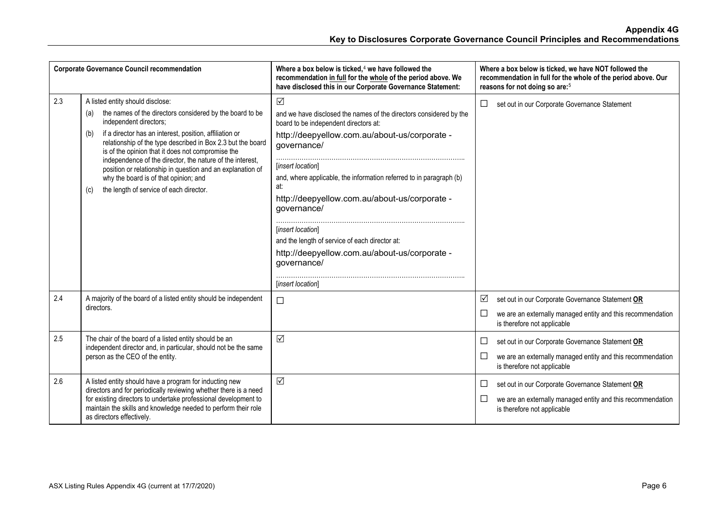| Corporate Governance Council recommendation | | Where a box below is ticked,[4] we have followed the recommendation in full for the whole of the period above. We have disclosed this in our Corporate Governance Statement: | Where a box below is ticked, we have NOT followed the recommendation in full for the whole of the period above. Our reasons for not doing so are:[5] |
|---|---|---|---|
| 2.3 | A listed entity should disclose:<br>(a) the names of the directors considered by the board to be independent directors;<br>(b) if a director has an interest, position, affiliation or relationship of the type described in Box 2.3 but the board is of the opinion that it does not compromise the independence of the director, the nature of the interest, position or relationship in question and an explanation of why the board is of that opinion; and<br>(c) the length of service of each director. | ☑<br>and we have disclosed the names of the directors considered by the board to be independent directors at:<br>http://deepyellow.com.au/about-us/corporate - governance/<br>[*insert location*]<br>and, where applicable, the information referred to in paragraph (b) at:<br>http://deepyellow.com.au/about-us/corporate - governance/<br>[*insert location*]<br>and the length of service of each director at:<br>http://deepyellow.com.au/about-us/corporate - governance/<br>[*insert location*] | ☐ set out in our Corporate Governance Statement |
| 2.4 | A majority of the board of a listed entity should be independent directors. | ☐ | ☑ set out in our Corporate Governance Statement **OR**<br>☐ we are an externally managed entity and this recommendation is therefore not applicable |
| 2.5 | The chair of the board of a listed entity should be an independent director and, in particular, should not be the same person as the CEO of the entity. | ☑ | ☐ set out in our Corporate Governance Statement **OR**<br>☐ we are an externally managed entity and this recommendation is therefore not applicable |
| 2.6 | A listed entity should have a program for inducting new directors and for periodically reviewing whether there is a need for existing directors to undertake professional development to maintain the skills and knowledge needed to perform their role as directors effectively. | ☑ | ☐ set out in our Corporate Governance Statement **OR**<br>☐ we are an externally managed entity and this recommendation is therefore not applicable |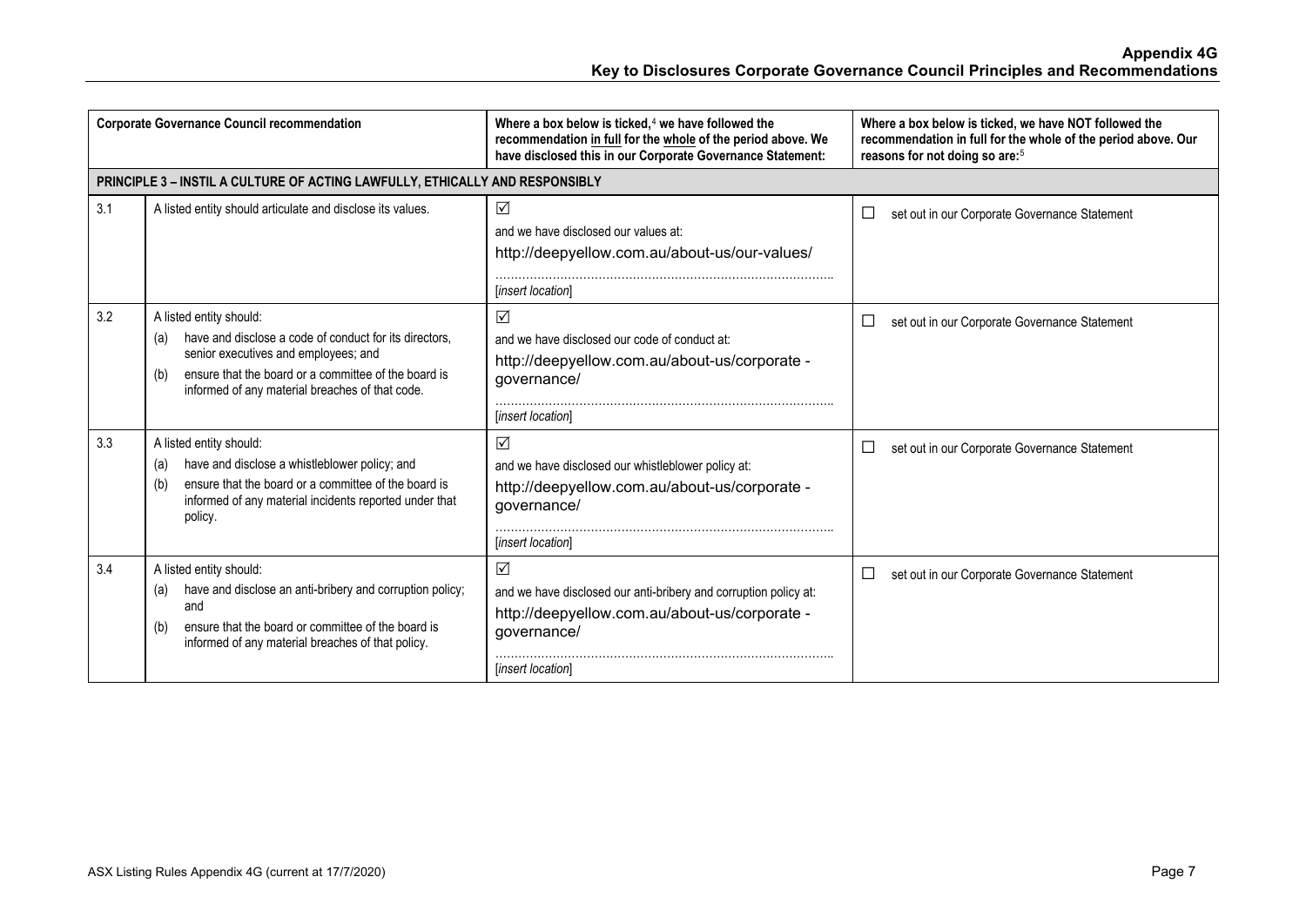| Corporate Governance Council recommendation | | Where a box below is ticked,[4] we have followed the recommendation in full for the whole of the period above. We have disclosed this in our Corporate Governance Statement: | Where a box below is ticked, we have NOT followed the recommendation in full for the whole of the period above. Our reasons for not doing so are:[5] |
|---|---|---|---|
| **PRINCIPLE 3 – INSTIL A CULTURE OF ACTING LAWFULLY, ETHICALLY AND RESPONSIBLY** | | | |
| 3.1 | A listed entity should articulate and disclose its values. | ☑ and we have disclosed our values at: http://deepyellow.com.au/about-us/our-values/ ……………………………………………………………………………. [*insert location*] | ☐ set out in our Corporate Governance Statement |
| 3.2 | A listed entity should: (a) have and disclose a code of conduct for its directors, senior executives and employees; and (b) ensure that the board or a committee of the board is informed of any material breaches of that code. | ☑ and we have disclosed our code of conduct at: http://deepyellow.com.au/about-us/corporate - governance/ ……………………………………………………………………………. [*insert location*] | ☐ set out in our Corporate Governance Statement |
| 3.3 | A listed entity should: (a) have and disclose a whistleblower policy; and (b) ensure that the board or a committee of the board is informed of any material incidents reported under that policy. | ☑ and we have disclosed our whistleblower policy at: http://deepyellow.com.au/about-us/corporate - governance/ ……………………………………………………………………………. [*insert location*] | ☐ set out in our Corporate Governance Statement |
| 3.4 | A listed entity should: (a) have and disclose an anti-bribery and corruption policy; and (b) ensure that the board or committee of the board is informed of any material breaches of that policy. | ☑ and we have disclosed our anti-bribery and corruption policy at: http://deepyellow.com.au/about-us/corporate - governance/ ……………………………………………………………………………. [*insert location*] | ☐ set out in our Corporate Governance Statement |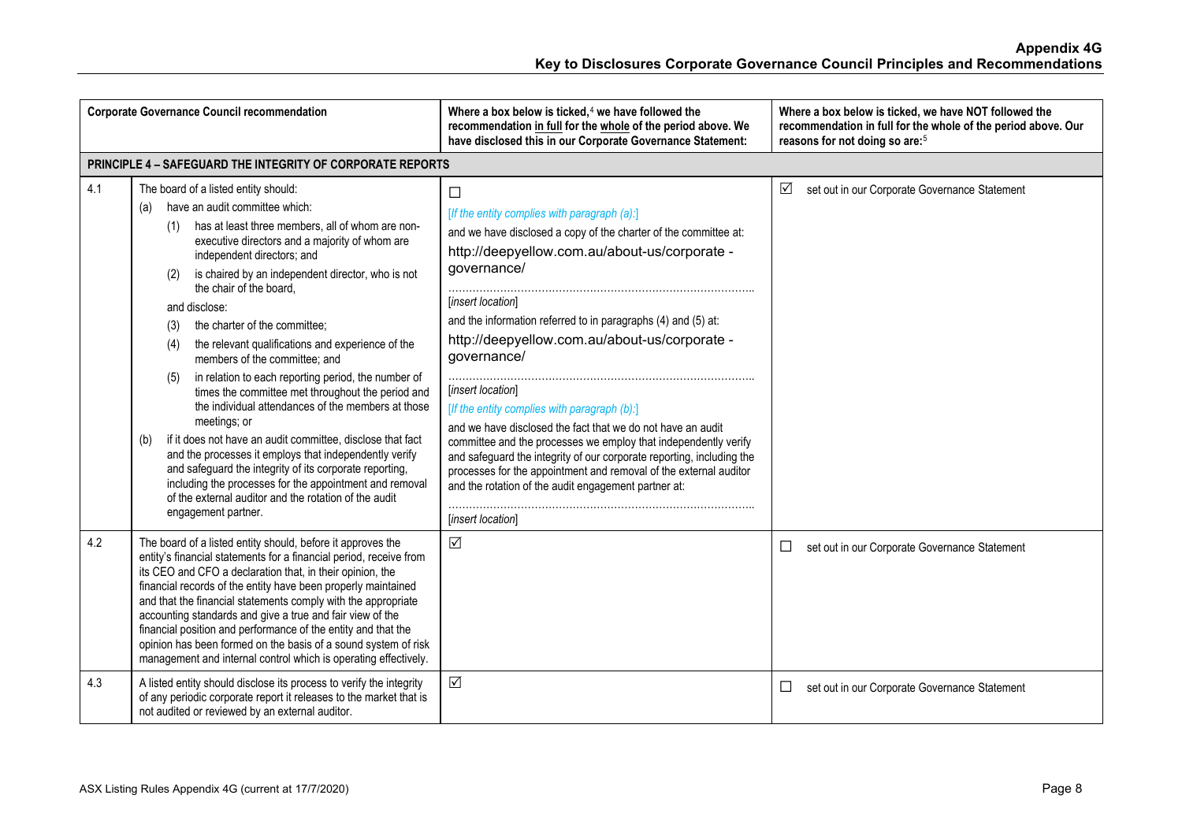| Corporate Governance Council recommendation | | Where a box below is ticked,[4] we have followed the recommendation in full for the whole of the period above. We have disclosed this in our Corporate Governance Statement: | Where a box below is ticked, we have NOT followed the recommendation in full for the whole of the period above. Our reasons for not doing so are:[5] |
|---|---|---|---|
| **PRINCIPLE 4 – SAFEGUARD THE INTEGRITY OF CORPORATE REPORTS** | | | |
| 4.1 | The board of a listed entity should:<br>(a) have an audit committee which:<br>(1) has at least three members, all of whom are non-executive directors and a majority of whom are independent directors; and<br>(2) is chaired by an independent director, who is not the chair of the board,<br>and disclose:<br>(3) the charter of the committee;<br>(4) the relevant qualifications and experience of the members of the committee; and<br>(5) in relation to each reporting period, the number of times the committee met throughout the period and the individual attendances of the members at those meetings; or<br>(b) if it does not have an audit committee, disclose that fact and the processes it employs that independently verify and safeguard the integrity of its corporate reporting, including the processes for the appointment and removal of the external auditor and the rotation of the audit engagement partner. | ☐<br>[*If the entity complies with paragraph (a):*]<br>and we have disclosed a copy of the charter of the committee at:<br>http://deepyellow.com.au/about-us/corporate - governance/<br>……………………………………………………………………………<br>[*insert location*]<br>and the information referred to in paragraphs (4) and (5) at:<br>http://deepyellow.com.au/about-us/corporate - governance/<br>……………………………………………………………………………<br>[*insert location*]<br>[*If the entity complies with paragraph (b):*]<br>and we have disclosed the fact that we do not have an audit committee and the processes we employ that independently verify and safeguard the integrity of our corporate reporting, including the processes for the appointment and removal of the external auditor and the rotation of the audit engagement partner at:<br>……………………………………………………………………………<br>[*insert location*] | ☑ set out in our Corporate Governance Statement |
| 4.2 | The board of a listed entity should, before it approves the entity's financial statements for a financial period, receive from its CEO and CFO a declaration that, in their opinion, the financial records of the entity have been properly maintained and that the financial statements comply with the appropriate accounting standards and give a true and fair view of the financial position and performance of the entity and that the opinion has been formed on the basis of a sound system of risk management and internal control which is operating effectively. | ☑ | ☐ set out in our Corporate Governance Statement |
| 4.3 | A listed entity should disclose its process to verify the integrity of any periodic corporate report it releases to the market that is not audited or reviewed by an external auditor. | ☑ | ☐ set out in our Corporate Governance Statement |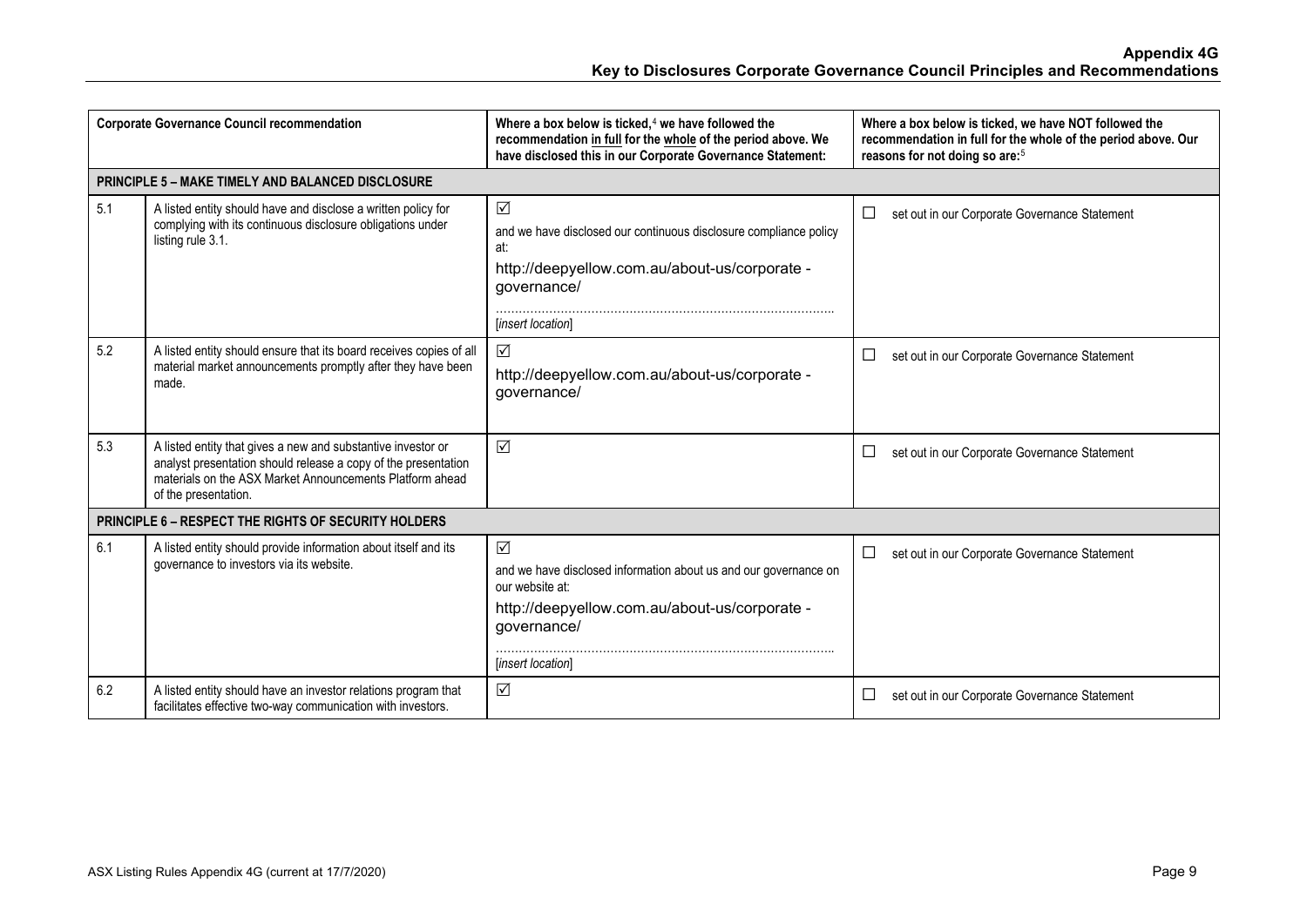# Appendix 4G
## Key to Disclosures Corporate Governance Council Principles and Recommendations

| Corporate Governance Council recommendation | | Where a box below is ticked,[4] we have followed the recommendation in full for the whole of the period above. We have disclosed this in our Corporate Governance Statement: | Where a box below is ticked, we have NOT followed the recommendation in full for the whole of the period above. Our reasons for not doing so are:[5] |
|---|---|---|---|
| **PRINCIPLE 5 – MAKE TIMELY AND BALANCED DISCLOSURE** | | | |
| 5.1 | A listed entity should have and disclose a written policy for complying with its continuous disclosure obligations under listing rule 3.1. | ☑ and we have disclosed our continuous disclosure compliance policy at: http://deepyellow.com.au/about-us/corporate -governance/ ……………………………………………………………………… [*insert location*] | ☐ set out in our Corporate Governance Statement |
| 5.2 | A listed entity should ensure that its board receives copies of all material market announcements promptly after they have been made. | ☑ http://deepyellow.com.au/about-us/corporate -governance/ | ☐ set out in our Corporate Governance Statement |
| 5.3 | A listed entity that gives a new and substantive investor or analyst presentation should release a copy of the presentation materials on the ASX Market Announcements Platform ahead of the presentation. | ☑ | ☐ set out in our Corporate Governance Statement |
| **PRINCIPLE 6 – RESPECT THE RIGHTS OF SECURITY HOLDERS** | | | |
| 6.1 | A listed entity should provide information about itself and its governance to investors via its website. | ☑ and we have disclosed information about us and our governance on our website at: http://deepyellow.com.au/about-us/corporate -governance/ ……………………………………………………………………… [*insert location*] | ☐ set out in our Corporate Governance Statement |
| 6.2 | A listed entity should have an investor relations program that facilitates effective two-way communication with investors. | ☑ | ☐ set out in our Corporate Governance Statement |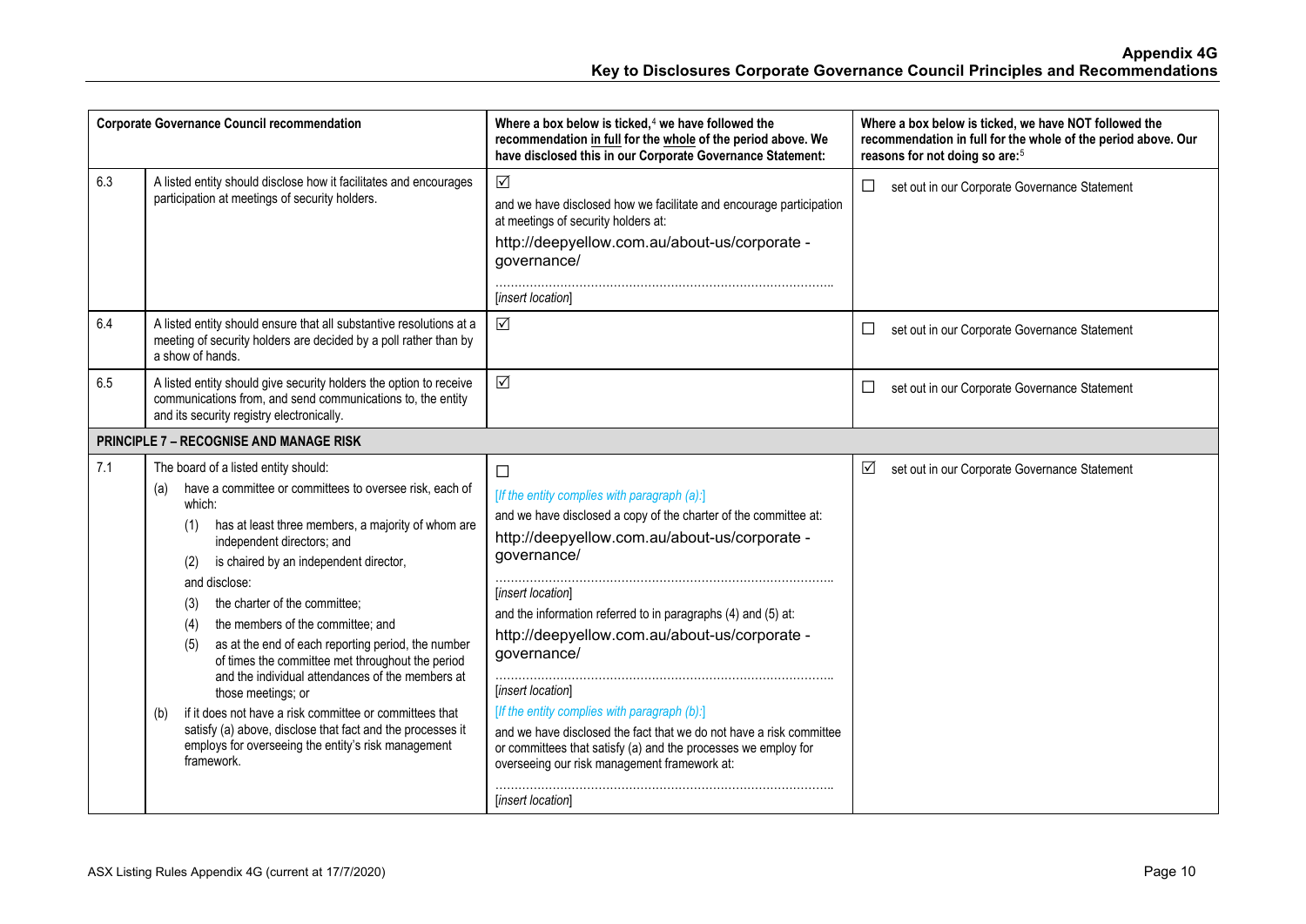| Corporate Governance Council recommendation | | Where a box below is ticked,[4] we have followed the recommendation <u>in full</u> for the <u>whole</u> of the period above. We have disclosed this in our Corporate Governance Statement: | Where a box below is ticked, we have NOT followed the recommendation in full for the whole of the period above. Our reasons for not doing so are:[5] |
|---|---|---|---|
| 6.3 | A listed entity should disclose how it facilitates and encourages participation at meetings of security holders. | ☑<br>and we have disclosed how we facilitate and encourage participation at meetings of security holders at:<br>http://deepyellow.com.au/about-us/corporate -governance/<br>……………………………………………………………………<br>[insert location] | ☐ set out in our Corporate Governance Statement |
| 6.4 | A listed entity should ensure that all substantive resolutions at a meeting of security holders are decided by a poll rather than by a show of hands. | ☑ | ☐ set out in our Corporate Governance Statement |
| 6.5 | A listed entity should give security holders the option to receive communications from, and send communications to, the entity and its security registry electronically. | ☑ | ☐ set out in our Corporate Governance Statement |
| **PRINCIPLE 7 – RECOGNISE AND MANAGE RISK** | | | |
| 7.1 | The board of a listed entity should:<br>(a) have a committee or committees to oversee risk, each of which:<br>(1) has at least three members, a majority of whom are independent directors; and<br>(2) is chaired by an independent director,<br>and disclose:<br>(3) the charter of the committee;<br>(4) the members of the committee; and<br>(5) as at the end of each reporting period, the number of times the committee met throughout the period and the individual attendances of the members at those meetings; or<br>(b) if it does not have a risk committee or committees that satisfy (a) above, disclose that fact and the processes it employs for overseeing the entity's risk management framework. | ☐<br>*[If the entity complies with paragraph (a):]*<br>and we have disclosed a copy of the charter of the committee at:<br>http://deepyellow.com.au/about-us/corporate -governance/<br>……………………………………………………………………<br>[insert location]<br>and the information referred to in paragraphs (4) and (5) at:<br>http://deepyellow.com.au/about-us/corporate -governance/<br>……………………………………………………………………<br>[insert location]<br>*[If the entity complies with paragraph (b):]*<br>and we have disclosed the fact that we do not have a risk committee or committees that satisfy (a) and the processes we employ for overseeing our risk management framework at:<br>……………………………………………………………………<br>[insert location] | ☑ set out in our Corporate Governance Statement |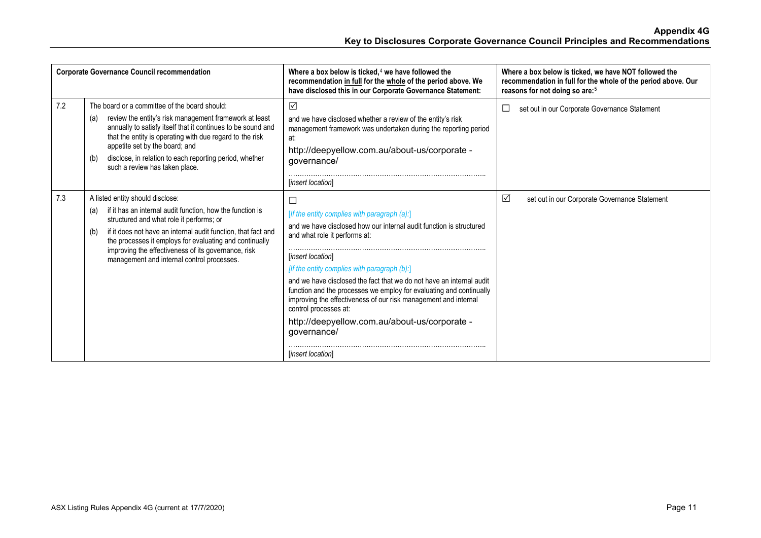| Corporate Governance Council recommendation | | Where a box below is ticked,[4] we have followed the recommendation in full for the whole of the period above. We have disclosed this in our Corporate Governance Statement: | Where a box below is ticked, we have NOT followed the recommendation in full for the whole of the period above. Our reasons for not doing so are:[5] |
|---|---|---|---|
| 7.2 | The board or a committee of the board should: (a) review the entity's risk management framework at least annually to satisfy itself that it continues to be sound and that the entity is operating with due regard to the risk appetite set by the board; and (b) disclose, in relation to each reporting period, whether such a review has taken place. | ☑ and we have disclosed whether a review of the entity's risk management framework was undertaken during the reporting period at: http://deepyellow.com.au/about-us/corporate -governance/ ……………………………………………………………………………. [insert location] | ☐ set out in our Corporate Governance Statement |
| 7.3 | A listed entity should disclose: (a) if it has an internal audit function, how the function is structured and what role it performs; or (b) if it does not have an internal audit function, that fact and the processes it employs for evaluating and continually improving the effectiveness of its governance, risk management and internal control processes. | ☐ [If the entity complies with paragraph (a):] and we have disclosed how our internal audit function is structured and what role it performs at: ……………………………………………………………………………. [insert location] [If the entity complies with paragraph (b):] and we have disclosed the fact that we do not have an internal audit function and the processes we employ for evaluating and continually improving the effectiveness of our risk management and internal control processes at: http://deepyellow.com.au/about-us/corporate -governance/ ……………………………………………………………………………. [insert location] | ☑ set out in our Corporate Governance Statement |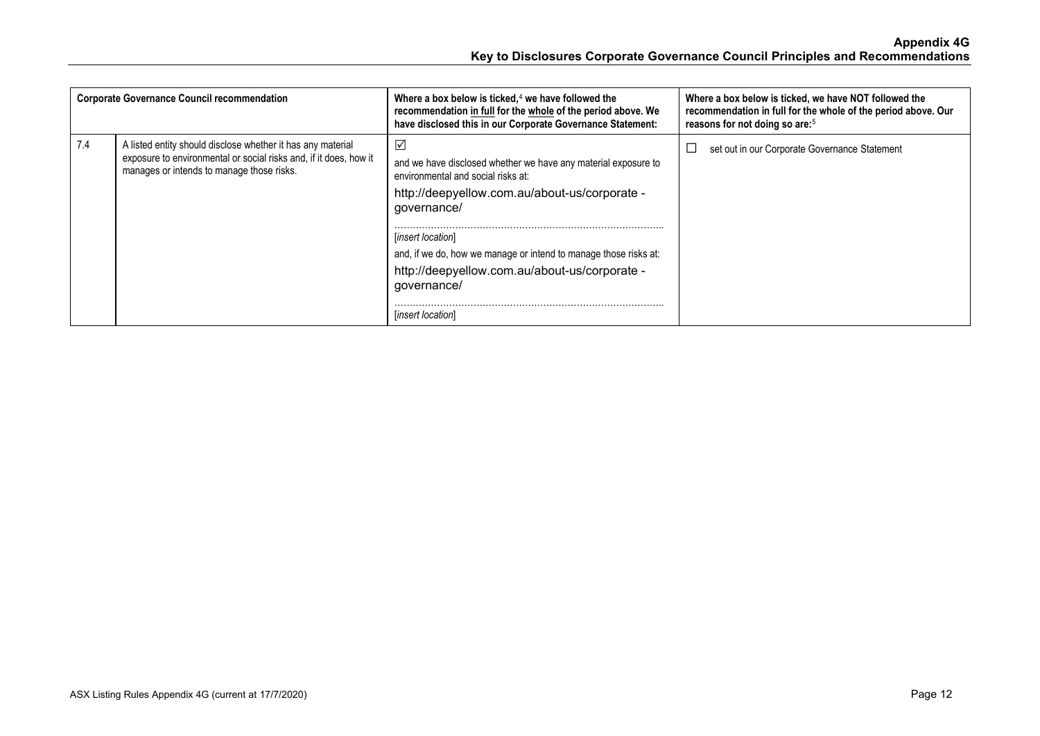| Corporate Governance Council recommendation | | Where a box below is ticked,[4] we have followed the recommendation in full for the whole of the period above. We have disclosed this in our Corporate Governance Statement: | Where a box below is ticked, we have NOT followed the recommendation in full for the whole of the period above. Our reasons for not doing so are:[5] |
|---|---|---|---|
| 7.4 | A listed entity should disclose whether it has any material exposure to environmental or social risks and, if it does, how it manages or intends to manage those risks. | ☑ and we have disclosed whether we have any material exposure to environmental and social risks at: http://deepyellow.com.au/about-us/corporate - governance/ ………………………………………………………………………….. [*insert location*] and, if we do, how we manage or intend to manage those risks at: http://deepyellow.com.au/about-us/corporate - governance/ ………………………………………………………………………….. [*insert location*] | ☐ set out in our Corporate Governance Statement |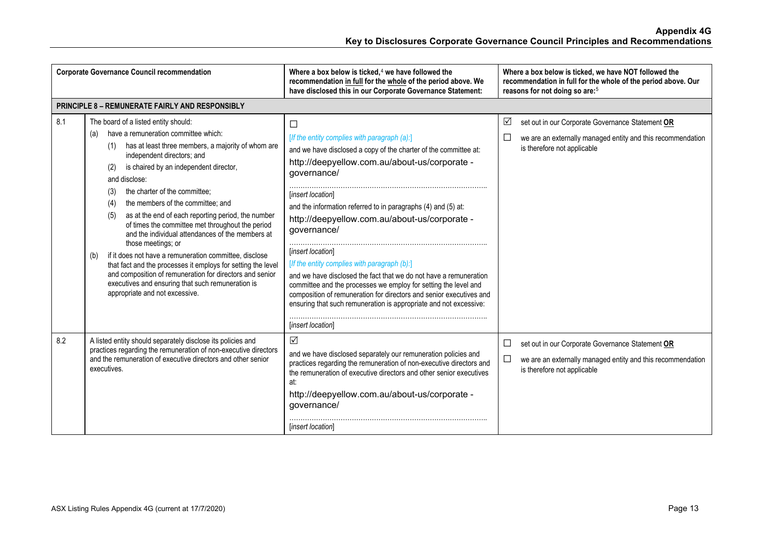| Corporate Governance Council recommendation | | Where a box below is ticked,[4] we have followed the recommendation in full for the whole of the period above. We have disclosed this in our Corporate Governance Statement: | Where a box below is ticked, we have NOT followed the recommendation in full for the whole of the period above. Our reasons for not doing so are:[5] |
|---|---|---|---|
| **PRINCIPLE 8 – REMUNERATE FAIRLY AND RESPONSIBLY** | | | |
| 8.1 | The board of a listed entity should:<br>(a) have a remuneration committee which:<br>(1) has at least three members, a majority of whom are independent directors; and<br>(2) is chaired by an independent director,<br>and disclose:<br>(3) the charter of the committee;<br>(4) the members of the committee; and<br>(5) as at the end of each reporting period, the number of times the committee met throughout the period and the individual attendances of the members at those meetings; or<br>(b) if it does not have a remuneration committee, disclose that fact and the processes it employs for setting the level and composition of remuneration for directors and senior executives and ensuring that such remuneration is appropriate and not excessive. | ☐<br>*[If the entity complies with paragraph (a):]*<br>and we have disclosed a copy of the charter of the committee at:<br>http://deepyellow.com.au/about-us/corporate - governance/<br>……………………………………………………………………..<br>*[insert location]*<br>and the information referred to in paragraphs (4) and (5) at:<br>http://deepyellow.com.au/about-us/corporate - governance/<br>……………………………………………………………………..<br>*[insert location]*<br>*[If the entity complies with paragraph (b):]*<br>and we have disclosed the fact that we do not have a remuneration committee and the processes we employ for setting the level and composition of remuneration for directors and senior executives and ensuring that such remuneration is appropriate and not excessive:<br>……………………………………………………………………..<br>*[insert location]* | ☑ set out in our Corporate Governance Statement **OR**<br>☐ we are an externally managed entity and this recommendation is therefore not applicable |
| 8.2 | A listed entity should separately disclose its policies and practices regarding the remuneration of non-executive directors and the remuneration of executive directors and other senior executives. | ☑<br>and we have disclosed separately our remuneration policies and practices regarding the remuneration of non-executive directors and the remuneration of executive directors and other senior executives at:<br>http://deepyellow.com.au/about-us/corporate - governance/<br>……………………………………………………………………..<br>*[insert location]* | ☐ set out in our Corporate Governance Statement **OR**<br>☐ we are an externally managed entity and this recommendation is therefore not applicable |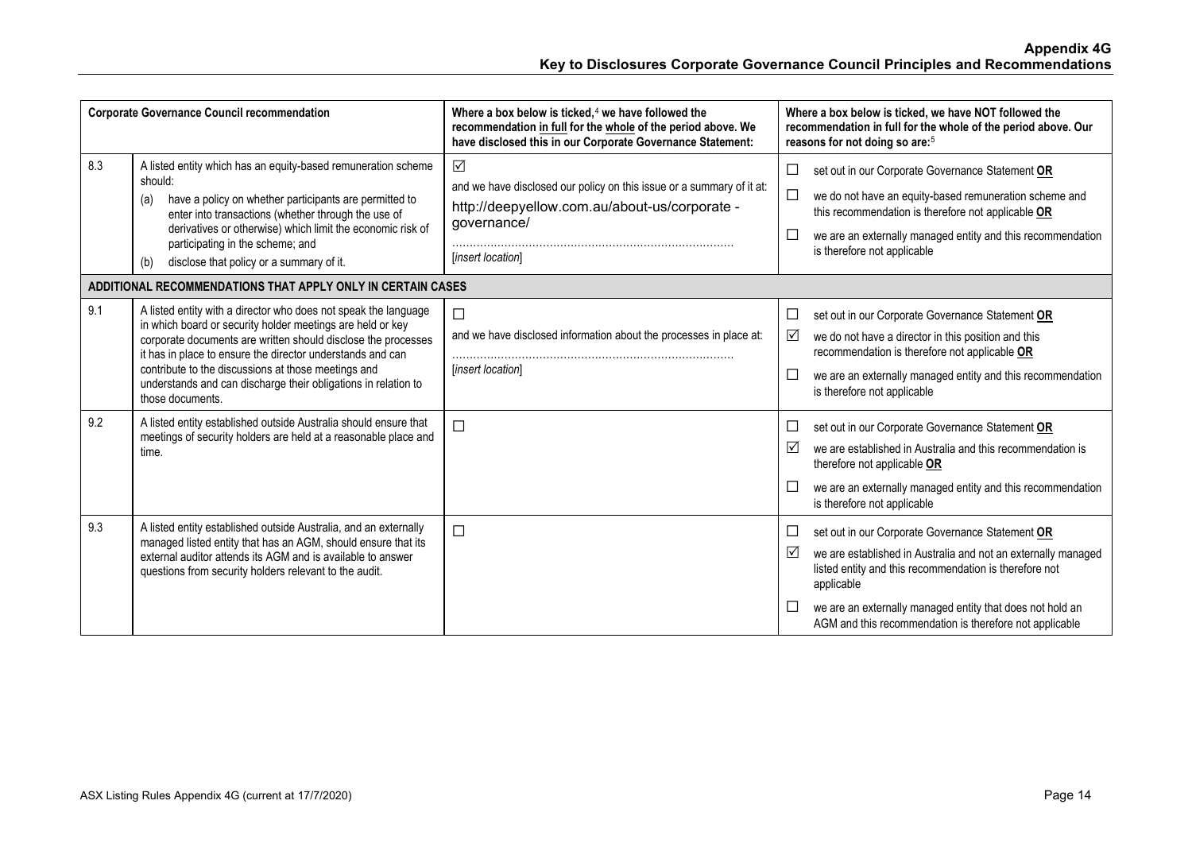| Corporate Governance Council recommendation | | Where a box below is ticked,[4] we have followed the recommendation in full for the whole of the period above. We have disclosed this in our Corporate Governance Statement: | Where a box below is ticked, we have NOT followed the recommendation in full for the whole of the period above. Our reasons for not doing so are:[5] |
|---|---|---|---|
| 8.3 | A listed entity which has an equity-based remuneration scheme should: (a) have a policy on whether participants are permitted to enter into transactions (whether through the use of derivatives or otherwise) which limit the economic risk of participating in the scheme; and (b) disclose that policy or a summary of it. | ☑ and we have disclosed our policy on this issue or a summary of it at: http://deepyellow.com.au/about-us/corporate - governance/ ……………………………………………………………… [*insert location*] | ☐ set out in our Corporate Governance Statement **OR** ☐ we do not have an equity-based remuneration scheme and this recommendation is therefore not applicable **OR** ☐ we are an externally managed entity and this recommendation is therefore not applicable |
| **ADDITIONAL RECOMMENDATIONS THAT APPLY ONLY IN CERTAIN CASES** | | | |
| 9.1 | A listed entity with a director who does not speak the language in which board or security holder meetings are held or key corporate documents are written should disclose the processes it has in place to ensure the director understands and can contribute to the discussions at those meetings and understands and can discharge their obligations in relation to those documents. | ☐ and we have disclosed information about the processes in place at: ……………………………………………………………… [*insert location*] | ☐ set out in our Corporate Governance Statement **OR** ☑ we do not have a director in this position and this recommendation is therefore not applicable **OR** ☐ we are an externally managed entity and this recommendation is therefore not applicable |
| 9.2 | A listed entity established outside Australia should ensure that meetings of security holders are held at a reasonable place and time. | ☐ | ☐ set out in our Corporate Governance Statement **OR** ☑ we are established in Australia and this recommendation is therefore not applicable **OR** ☐ we are an externally managed entity and this recommendation is therefore not applicable |
| 9.3 | A listed entity established outside Australia, and an externally managed listed entity that has an AGM, should ensure that its external auditor attends its AGM and is available to answer questions from security holders relevant to the audit. | ☐ | ☐ set out in our Corporate Governance Statement **OR** ☑ we are established in Australia and not an externally managed listed entity and this recommendation is therefore not applicable ☐ we are an externally managed entity that does not hold an AGM and this recommendation is therefore not applicable |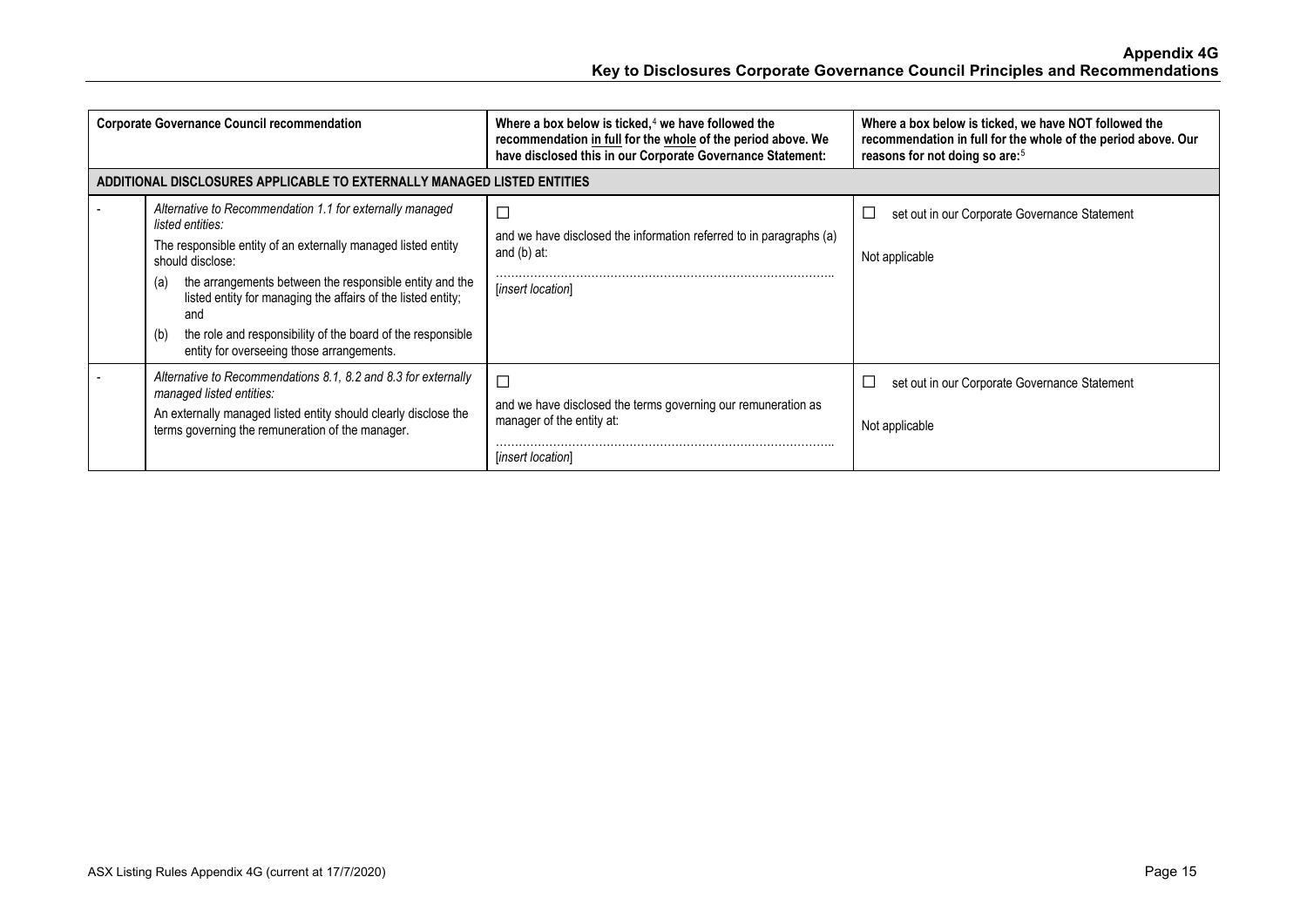| | Corporate Governance Council recommendation | Where a box below is ticked,[4] we have followed the recommendation in full for the whole of the period above. We have disclosed this in our Corporate Governance Statement: | Where a box below is ticked, we have NOT followed the recommendation in full for the whole of the period above. Our reasons for not doing so are:[5] |
|---|---|---|---|
| **ADDITIONAL DISCLOSURES APPLICABLE TO EXTERNALLY MANAGED LISTED ENTITIES** | | | |
| - | *Alternative to Recommendation 1.1 for externally managed listed entities:*<br>The responsible entity of an externally managed listed entity should disclose:<br>(a) the arrangements between the responsible entity and the listed entity for managing the affairs of the listed entity; and<br>(b) the role and responsibility of the board of the responsible entity for overseeing those arrangements. | ☐<br>and we have disclosed the information referred to in paragraphs (a) and (b) at:<br>……………………………………………………………………………..<br>[*insert location*] | ☐ set out in our Corporate Governance Statement<br>Not applicable |
| - | *Alternative to Recommendations 8.1, 8.2 and 8.3 for externally managed listed entities:*<br>An externally managed listed entity should clearly disclose the terms governing the remuneration of the manager. | ☐<br>and we have disclosed the terms governing our remuneration as manager of the entity at:<br>……………………………………………………………………………..<br>[*insert location*] | ☐ set out in our Corporate Governance Statement<br>Not applicable |